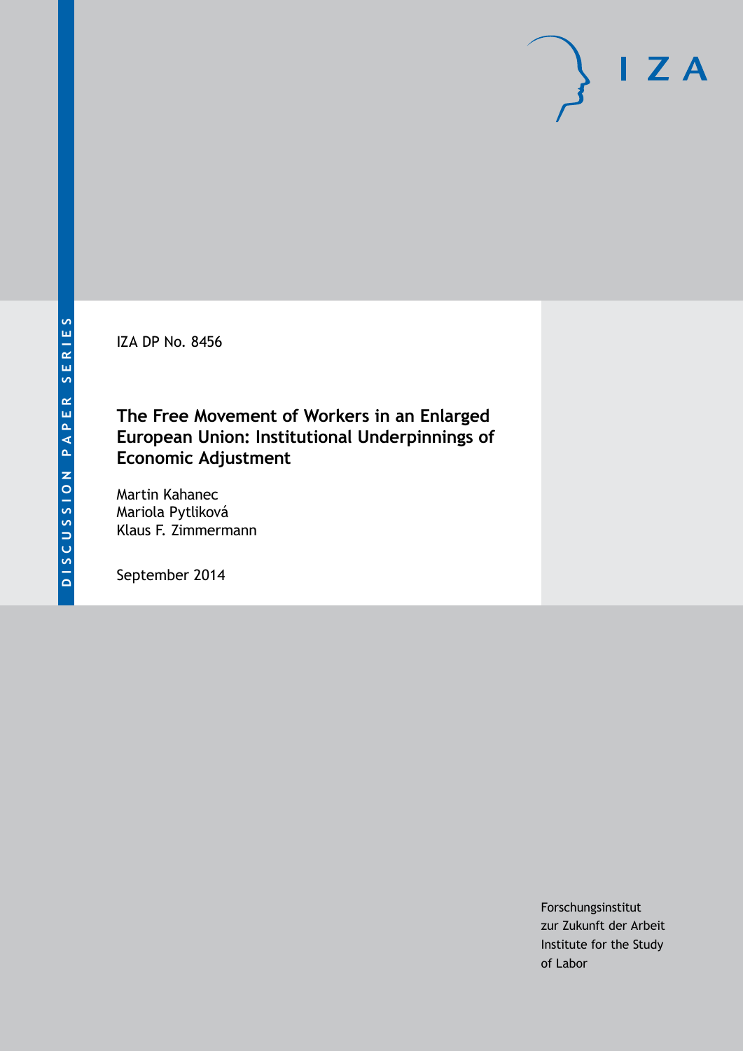IZA DP No. 8456

# The Free Movement of Workers in an Enlarged European Union: Institutional Underpinnings of Economic Adjustment

Martin Kahanec
Mariola Pytliková
Klaus F. Zimmermann

September 2014

Forschungsinstitut
zur Zukunft der Arbeit
Institute for the Study
of Labor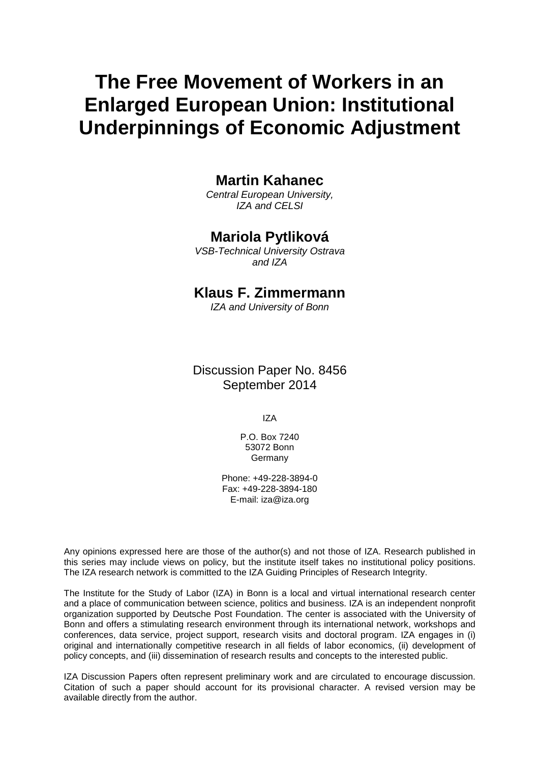# The Free Movement of Workers in an Enlarged European Union: Institutional Underpinnings of Economic Adjustment

**Martin Kahanec**
*Central European University, IZA and CELSI*

**Mariola Pytliková**
*VSB-Technical University Ostrava and IZA*

**Klaus F. Zimmermann**
*IZA and University of Bonn*

Discussion Paper No. 8456
September 2014

IZA

P.O. Box 7240
53072 Bonn
Germany

Phone: +49-228-3894-0
Fax: +49-228-3894-180
E-mail: iza@iza.org

Any opinions expressed here are those of the author(s) and not those of IZA. Research published in this series may include views on policy, but the institute itself takes no institutional policy positions. The IZA research network is committed to the IZA Guiding Principles of Research Integrity.

The Institute for the Study of Labor (IZA) in Bonn is a local and virtual international research center and a place of communication between science, politics and business. IZA is an independent nonprofit organization supported by Deutsche Post Foundation. The center is associated with the University of Bonn and offers a stimulating research environment through its international network, workshops and conferences, data service, project support, research visits and doctoral program. IZA engages in (i) original and internationally competitive research in all fields of labor economics, (ii) development of policy concepts, and (iii) dissemination of research results and concepts to the interested public.

IZA Discussion Papers often represent preliminary work and are circulated to encourage discussion. Citation of such a paper should account for its provisional character. A revised version may be available directly from the author.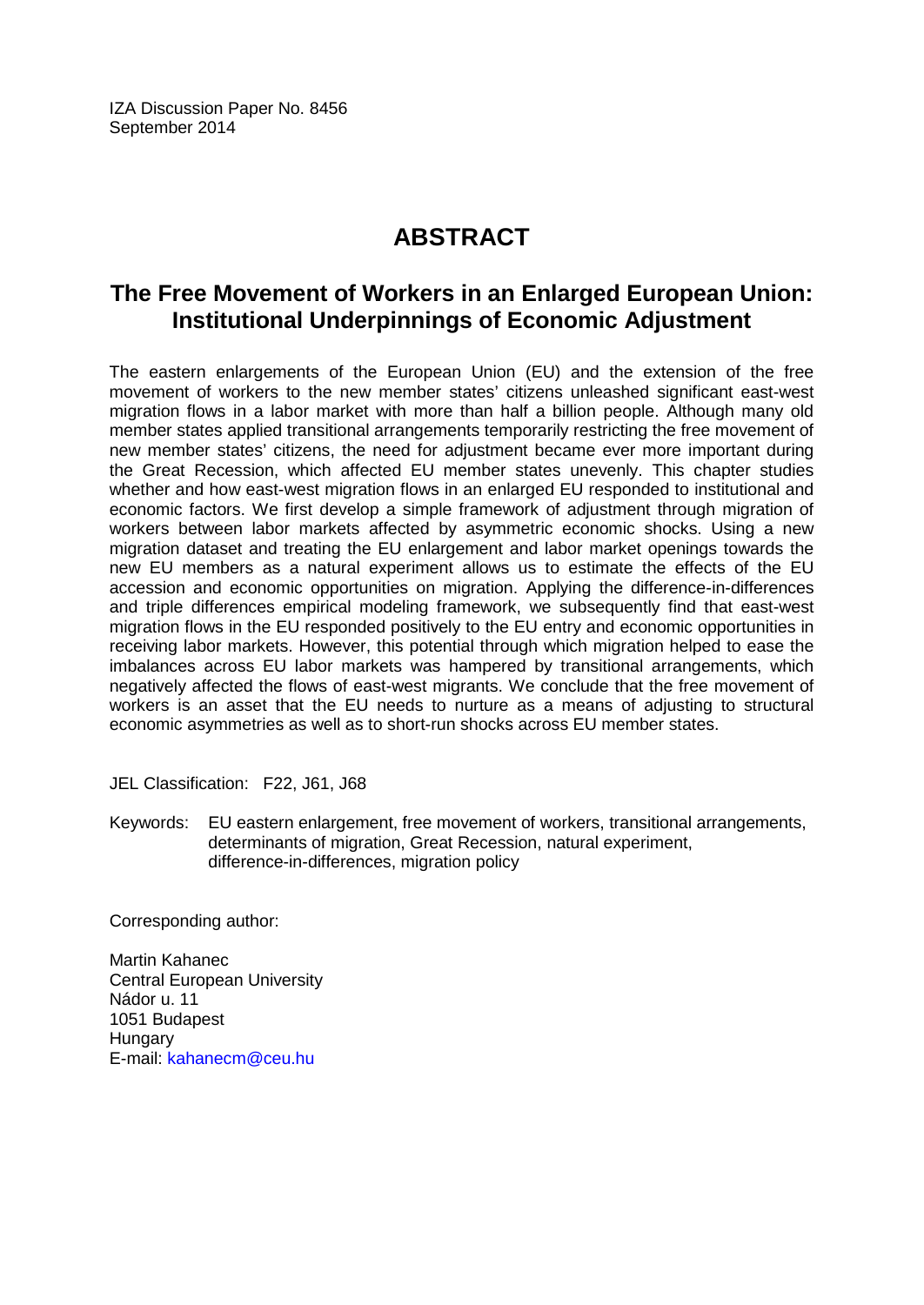IZA Discussion Paper No. 8456
September 2014

# ABSTRACT

## The Free Movement of Workers in an Enlarged European Union: Institutional Underpinnings of Economic Adjustment

The eastern enlargements of the European Union (EU) and the extension of the free movement of workers to the new member states' citizens unleashed significant east-west migration flows in a labor market with more than half a billion people. Although many old member states applied transitional arrangements temporarily restricting the free movement of new member states' citizens, the need for adjustment became ever more important during the Great Recession, which affected EU member states unevenly. This chapter studies whether and how east-west migration flows in an enlarged EU responded to institutional and economic factors. We first develop a simple framework of adjustment through migration of workers between labor markets affected by asymmetric economic shocks. Using a new migration dataset and treating the EU enlargement and labor market openings towards the new EU members as a natural experiment allows us to estimate the effects of the EU accession and economic opportunities on migration. Applying the difference-in-differences and triple differences empirical modeling framework, we subsequently find that east-west migration flows in the EU responded positively to the EU entry and economic opportunities in receiving labor markets. However, this potential through which migration helped to ease the imbalances across EU labor markets was hampered by transitional arrangements, which negatively affected the flows of east-west migrants. We conclude that the free movement of workers is an asset that the EU needs to nurture as a means of adjusting to structural economic asymmetries as well as to short-run shocks across EU member states.

JEL Classification: F22, J61, J68

Keywords: EU eastern enlargement, free movement of workers, transitional arrangements, determinants of migration, Great Recession, natural experiment, difference-in-differences, migration policy

Corresponding author:

Martin Kahanec
Central European University
Nádor u. 11
1051 Budapest
Hungary
E-mail: kahanecm@ceu.hu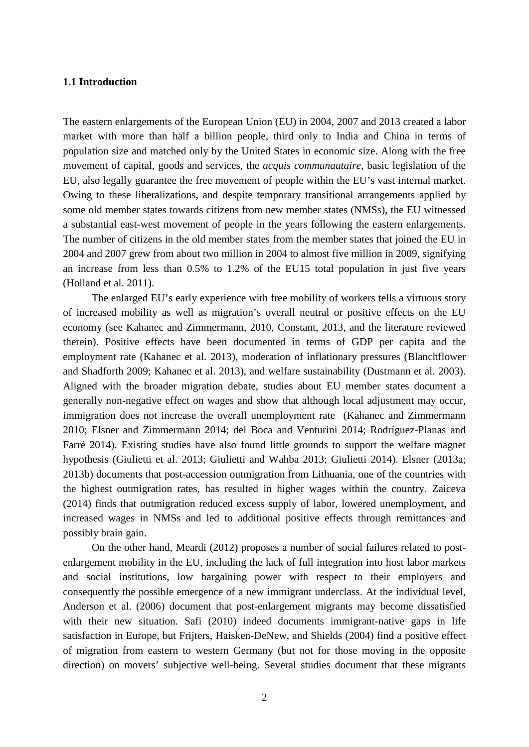### 1.1 Introduction

The eastern enlargements of the European Union (EU) in 2004, 2007 and 2013 created a labor market with more than half a billion people, third only to India and China in terms of population size and matched only by the United States in economic size. Along with the free movement of capital, goods and services, the *acquis communautaire*, basic legislation of the EU, also legally guarantee the free movement of people within the EU's vast internal market. Owing to these liberalizations, and despite temporary transitional arrangements applied by some old member states towards citizens from new member states (NMSs), the EU witnessed a substantial east-west movement of people in the years following the eastern enlargements. The number of citizens in the old member states from the member states that joined the EU in 2004 and 2007 grew from about two million in 2004 to almost five million in 2009, signifying an increase from less than 0.5% to 1.2% of the EU15 total population in just five years (Holland et al. 2011).

The enlarged EU's early experience with free mobility of workers tells a virtuous story of increased mobility as well as migration's overall neutral or positive effects on the EU economy (see Kahanec and Zimmermann, 2010, Constant, 2013, and the literature reviewed therein). Positive effects have been documented in terms of GDP per capita and the employment rate (Kahanec et al. 2013), moderation of inflationary pressures (Blanchflower and Shadforth 2009; Kahanec et al. 2013), and welfare sustainability (Dustmann et al. 2003). Aligned with the broader migration debate, studies about EU member states document a generally non-negative effect on wages and show that although local adjustment may occur, immigration does not increase the overall unemployment rate (Kahanec and Zimmermann 2010; Elsner and Zimmermann 2014; del Boca and Venturini 2014; Rodríguez-Planas and Farré 2014). Existing studies have also found little grounds to support the welfare magnet hypothesis (Giulietti et al. 2013; Giulietti and Wahba 2013; Giulietti 2014). Elsner (2013a; 2013b) documents that post-accession outmigration from Lithuania, one of the countries with the highest outmigration rates, has resulted in higher wages within the country. Zaiceva (2014) finds that outmigration reduced excess supply of labor, lowered unemployment, and increased wages in NMSs and led to additional positive effects through remittances and possibly brain gain.

On the other hand, Meardi (2012) proposes a number of social failures related to post-enlargement mobility in the EU, including the lack of full integration into host labor markets and social institutions, low bargaining power with respect to their employers and consequently the possible emergence of a new immigrant underclass. At the individual level, Anderson et al. (2006) document that post-enlargement migrants may become dissatisfied with their new situation. Safi (2010) indeed documents immigrant-native gaps in life satisfaction in Europe, but Frijters, Haisken-DeNew, and Shields (2004) find a positive effect of migration from eastern to western Germany (but not for those moving in the opposite direction) on movers' subjective well-being. Several studies document that these migrants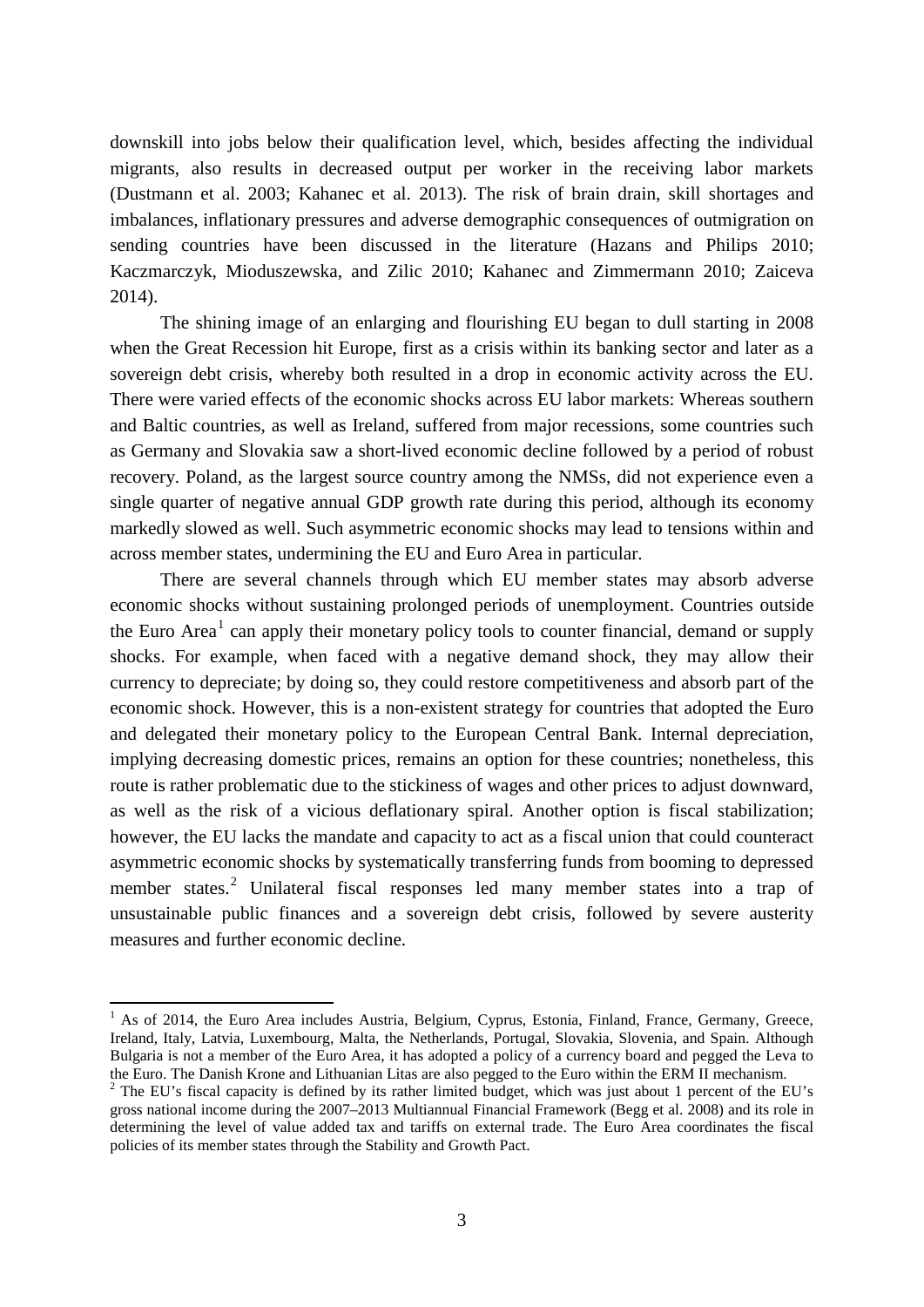downskill into jobs below their qualification level, which, besides affecting the individual migrants, also results in decreased output per worker in the receiving labor markets (Dustmann et al. 2003; Kahanec et al. 2013). The risk of brain drain, skill shortages and imbalances, inflationary pressures and adverse demographic consequences of outmigration on sending countries have been discussed in the literature (Hazans and Philips 2010; Kaczmarczyk, Mioduszewska, and Zilic 2010; Kahanec and Zimmermann 2010; Zaiceva 2014).

The shining image of an enlarging and flourishing EU began to dull starting in 2008 when the Great Recession hit Europe, first as a crisis within its banking sector and later as a sovereign debt crisis, whereby both resulted in a drop in economic activity across the EU. There were varied effects of the economic shocks across EU labor markets: Whereas southern and Baltic countries, as well as Ireland, suffered from major recessions, some countries such as Germany and Slovakia saw a short-lived economic decline followed by a period of robust recovery. Poland, as the largest source country among the NMSs, did not experience even a single quarter of negative annual GDP growth rate during this period, although its economy markedly slowed as well. Such asymmetric economic shocks may lead to tensions within and across member states, undermining the EU and Euro Area in particular.

There are several channels through which EU member states may absorb adverse economic shocks without sustaining prolonged periods of unemployment. Countries outside the Euro Area[1] can apply their monetary policy tools to counter financial, demand or supply shocks. For example, when faced with a negative demand shock, they may allow their currency to depreciate; by doing so, they could restore competitiveness and absorb part of the economic shock. However, this is a non-existent strategy for countries that adopted the Euro and delegated their monetary policy to the European Central Bank. Internal depreciation, implying decreasing domestic prices, remains an option for these countries; nonetheless, this route is rather problematic due to the stickiness of wages and other prices to adjust downward, as well as the risk of a vicious deflationary spiral. Another option is fiscal stabilization; however, the EU lacks the mandate and capacity to act as a fiscal union that could counteract asymmetric economic shocks by systematically transferring funds from booming to depressed member states.[2] Unilateral fiscal responses led many member states into a trap of unsustainable public finances and a sovereign debt crisis, followed by severe austerity measures and further economic decline.

[1] As of 2014, the Euro Area includes Austria, Belgium, Cyprus, Estonia, Finland, France, Germany, Greece, Ireland, Italy, Latvia, Luxembourg, Malta, the Netherlands, Portugal, Slovakia, Slovenia, and Spain. Although Bulgaria is not a member of the Euro Area, it has adopted a policy of a currency board and pegged the Leva to the Euro. The Danish Krone and Lithuanian Litas are also pegged to the Euro within the ERM II mechanism.

[2] The EU's fiscal capacity is defined by its rather limited budget, which was just about 1 percent of the EU's gross national income during the 2007–2013 Multiannual Financial Framework (Begg et al. 2008) and its role in determining the level of value added tax and tariffs on external trade. The Euro Area coordinates the fiscal policies of its member states through the Stability and Growth Pact.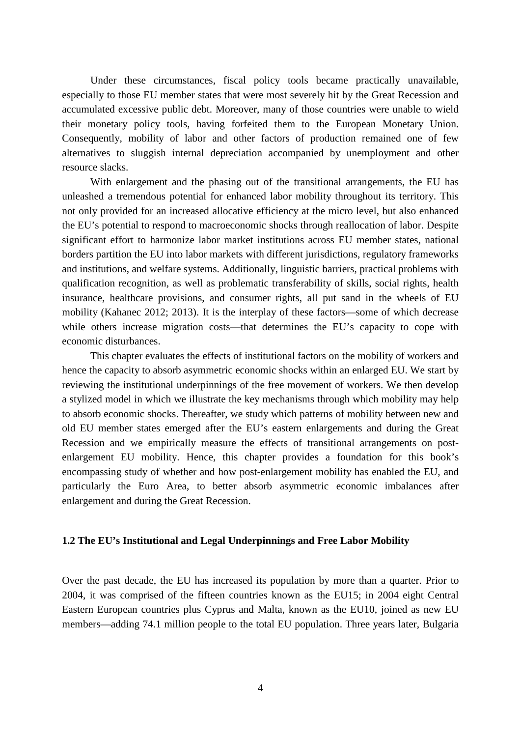Under these circumstances, fiscal policy tools became practically unavailable, especially to those EU member states that were most severely hit by the Great Recession and accumulated excessive public debt. Moreover, many of those countries were unable to wield their monetary policy tools, having forfeited them to the European Monetary Union. Consequently, mobility of labor and other factors of production remained one of few alternatives to sluggish internal depreciation accompanied by unemployment and other resource slacks.

With enlargement and the phasing out of the transitional arrangements, the EU has unleashed a tremendous potential for enhanced labor mobility throughout its territory. This not only provided for an increased allocative efficiency at the micro level, but also enhanced the EU's potential to respond to macroeconomic shocks through reallocation of labor. Despite significant effort to harmonize labor market institutions across EU member states, national borders partition the EU into labor markets with different jurisdictions, regulatory frameworks and institutions, and welfare systems. Additionally, linguistic barriers, practical problems with qualification recognition, as well as problematic transferability of skills, social rights, health insurance, healthcare provisions, and consumer rights, all put sand in the wheels of EU mobility (Kahanec 2012; 2013). It is the interplay of these factors—some of which decrease while others increase migration costs—that determines the EU's capacity to cope with economic disturbances.

This chapter evaluates the effects of institutional factors on the mobility of workers and hence the capacity to absorb asymmetric economic shocks within an enlarged EU. We start by reviewing the institutional underpinnings of the free movement of workers. We then develop a stylized model in which we illustrate the key mechanisms through which mobility may help to absorb economic shocks. Thereafter, we study which patterns of mobility between new and old EU member states emerged after the EU's eastern enlargements and during the Great Recession and we empirically measure the effects of transitional arrangements on post-enlargement EU mobility. Hence, this chapter provides a foundation for this book's encompassing study of whether and how post-enlargement mobility has enabled the EU, and particularly the Euro Area, to better absorb asymmetric economic imbalances after enlargement and during the Great Recession.

### 1.2 The EU's Institutional and Legal Underpinnings and Free Labor Mobility

Over the past decade, the EU has increased its population by more than a quarter. Prior to 2004, it was comprised of the fifteen countries known as the EU15; in 2004 eight Central Eastern European countries plus Cyprus and Malta, known as the EU10, joined as new EU members—adding 74.1 million people to the total EU population. Three years later, Bulgaria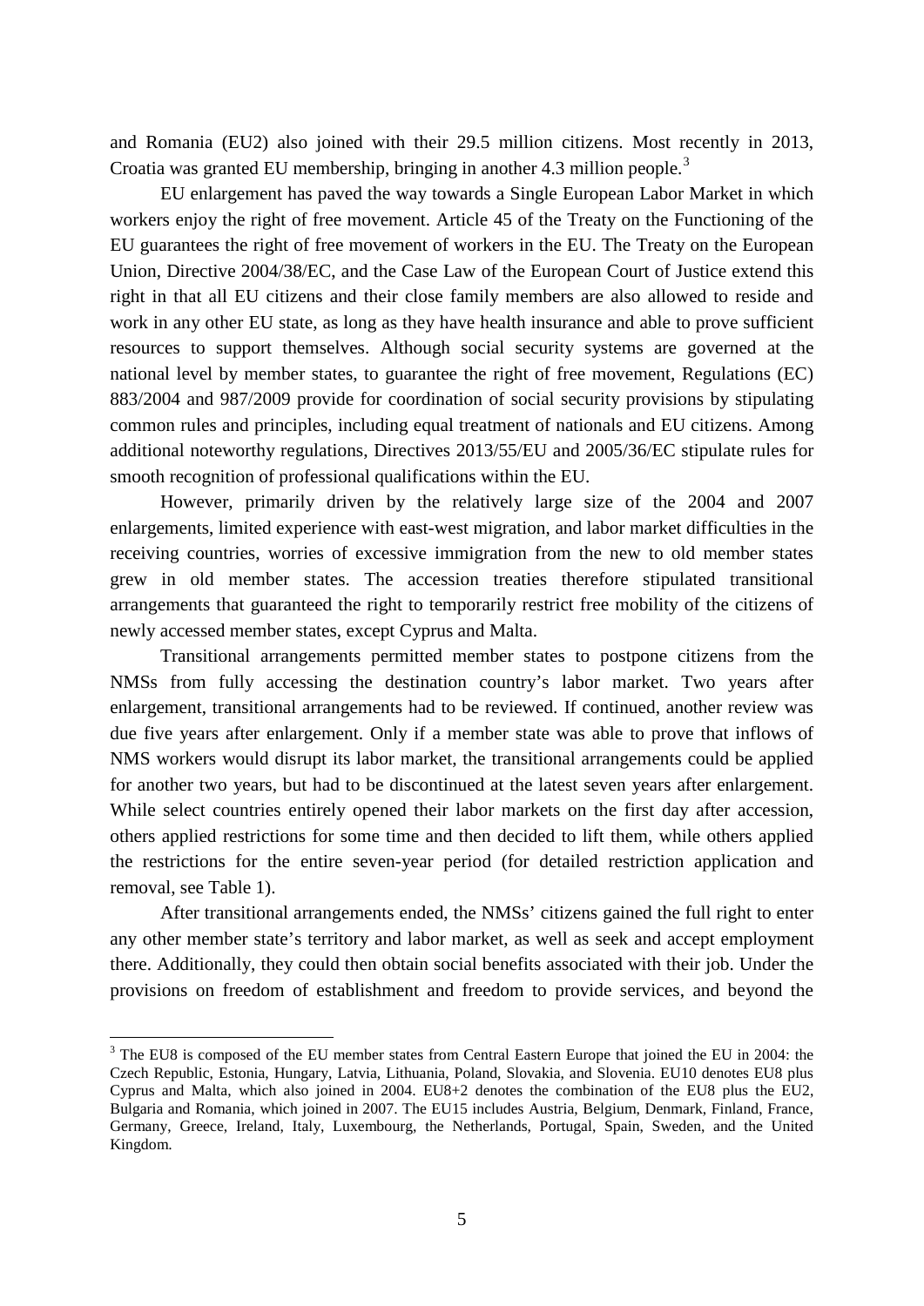and Romania (EU2) also joined with their 29.5 million citizens. Most recently in 2013, Croatia was granted EU membership, bringing in another 4.3 million people.[3]

EU enlargement has paved the way towards a Single European Labor Market in which workers enjoy the right of free movement. Article 45 of the Treaty on the Functioning of the EU guarantees the right of free movement of workers in the EU. The Treaty on the European Union, Directive 2004/38/EC, and the Case Law of the European Court of Justice extend this right in that all EU citizens and their close family members are also allowed to reside and work in any other EU state, as long as they have health insurance and able to prove sufficient resources to support themselves. Although social security systems are governed at the national level by member states, to guarantee the right of free movement, Regulations (EC) 883/2004 and 987/2009 provide for coordination of social security provisions by stipulating common rules and principles, including equal treatment of nationals and EU citizens. Among additional noteworthy regulations, Directives 2013/55/EU and 2005/36/EC stipulate rules for smooth recognition of professional qualifications within the EU.

However, primarily driven by the relatively large size of the 2004 and 2007 enlargements, limited experience with east-west migration, and labor market difficulties in the receiving countries, worries of excessive immigration from the new to old member states grew in old member states. The accession treaties therefore stipulated transitional arrangements that guaranteed the right to temporarily restrict free mobility of the citizens of newly accessed member states, except Cyprus and Malta.

Transitional arrangements permitted member states to postpone citizens from the NMSs from fully accessing the destination country's labor market. Two years after enlargement, transitional arrangements had to be reviewed. If continued, another review was due five years after enlargement. Only if a member state was able to prove that inflows of NMS workers would disrupt its labor market, the transitional arrangements could be applied for another two years, but had to be discontinued at the latest seven years after enlargement. While select countries entirely opened their labor markets on the first day after accession, others applied restrictions for some time and then decided to lift them, while others applied the restrictions for the entire seven-year period (for detailed restriction application and removal, see Table 1).

After transitional arrangements ended, the NMSs' citizens gained the full right to enter any other member state's territory and labor market, as well as seek and accept employment there. Additionally, they could then obtain social benefits associated with their job. Under the provisions on freedom of establishment and freedom to provide services, and beyond the

[3] The EU8 is composed of the EU member states from Central Eastern Europe that joined the EU in 2004: the Czech Republic, Estonia, Hungary, Latvia, Lithuania, Poland, Slovakia, and Slovenia. EU10 denotes EU8 plus Cyprus and Malta, which also joined in 2004. EU8+2 denotes the combination of the EU8 plus the EU2, Bulgaria and Romania, which joined in 2007. The EU15 includes Austria, Belgium, Denmark, Finland, France, Germany, Greece, Ireland, Italy, Luxembourg, the Netherlands, Portugal, Spain, Sweden, and the United Kingdom.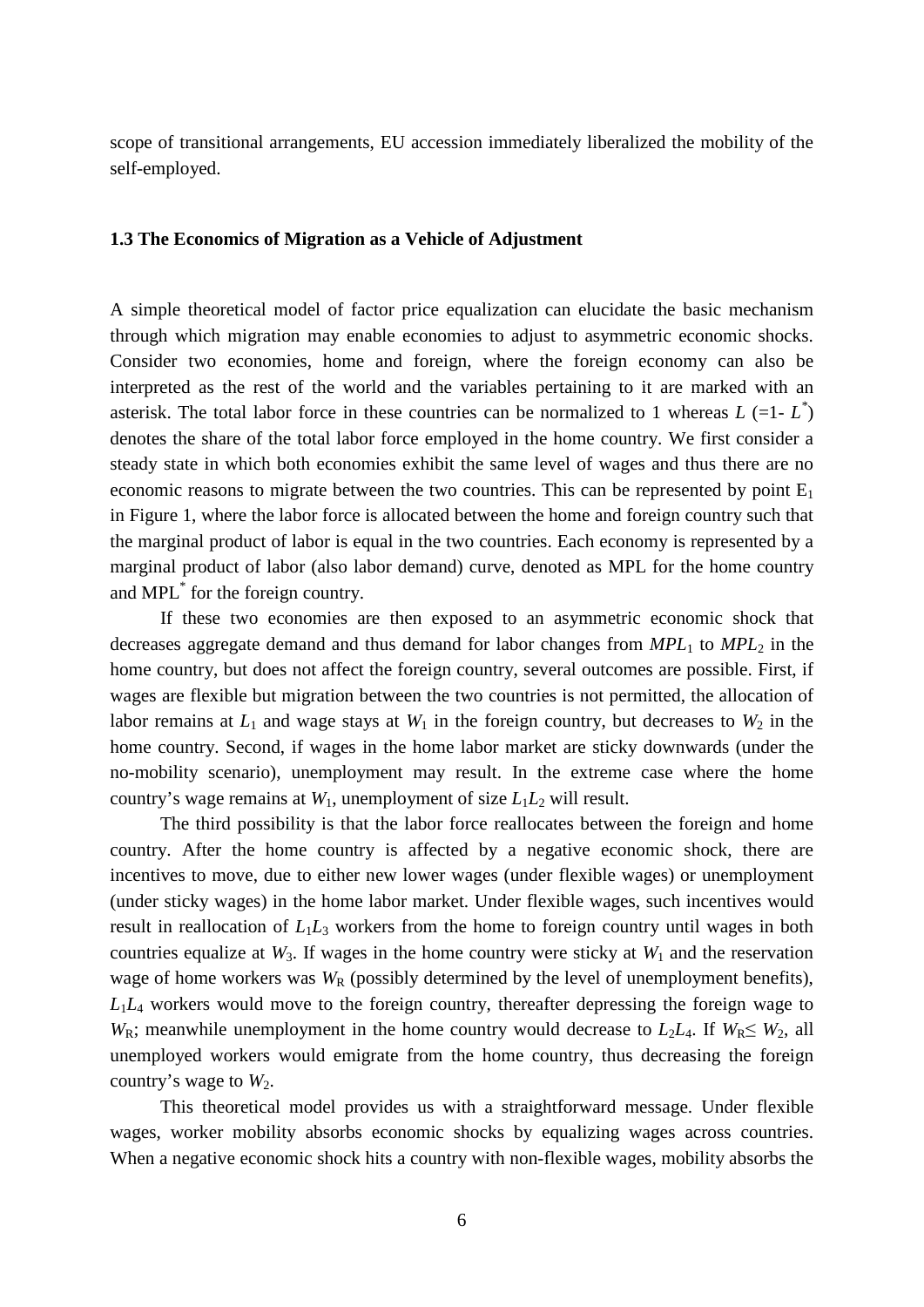scope of transitional arrangements, EU accession immediately liberalized the mobility of the self-employed.

### 1.3 The Economics of Migration as a Vehicle of Adjustment

A simple theoretical model of factor price equalization can elucidate the basic mechanism through which migration may enable economies to adjust to asymmetric economic shocks. Consider two economies, home and foreign, where the foreign economy can also be interpreted as the rest of the world and the variables pertaining to it are marked with an asterisk. The total labor force in these countries can be normalized to 1 whereas $L$ (=1- $L^*$) denotes the share of the total labor force employed in the home country. We first consider a steady state in which both economies exhibit the same level of wages and thus there are no economic reasons to migrate between the two countries. This can be represented by point $E_1$ in Figure 1, where the labor force is allocated between the home and foreign country such that the marginal product of labor is equal in the two countries. Each economy is represented by a marginal product of labor (also labor demand) curve, denoted as MPL for the home country and MPL$^*$ for the foreign country.

If these two economies are then exposed to an asymmetric economic shock that decreases aggregate demand and thus demand for labor changes from $MPL_1$ to $MPL_2$ in the home country, but does not affect the foreign country, several outcomes are possible. First, if wages are flexible but migration between the two countries is not permitted, the allocation of labor remains at $L_1$ and wage stays at $W_1$ in the foreign country, but decreases to $W_2$ in the home country. Second, if wages in the home labor market are sticky downwards (under the no-mobility scenario), unemployment may result. In the extreme case where the home country's wage remains at $W_1$, unemployment of size $L_1L_2$ will result.

The third possibility is that the labor force reallocates between the foreign and home country. After the home country is affected by a negative economic shock, there are incentives to move, due to either new lower wages (under flexible wages) or unemployment (under sticky wages) in the home labor market. Under flexible wages, such incentives would result in reallocation of $L_1L_3$ workers from the home to foreign country until wages in both countries equalize at $W_3$. If wages in the home country were sticky at $W_1$ and the reservation wage of home workers was $W_R$ (possibly determined by the level of unemployment benefits), $L_1L_4$ workers would move to the foreign country, thereafter depressing the foreign wage to $W_R$; meanwhile unemployment in the home country would decrease to $L_2L_4$. If $W_R \leq W_2$, all unemployed workers would emigrate from the home country, thus decreasing the foreign country's wage to $W_2$.

This theoretical model provides us with a straightforward message. Under flexible wages, worker mobility absorbs economic shocks by equalizing wages across countries. When a negative economic shock hits a country with non-flexible wages, mobility absorbs the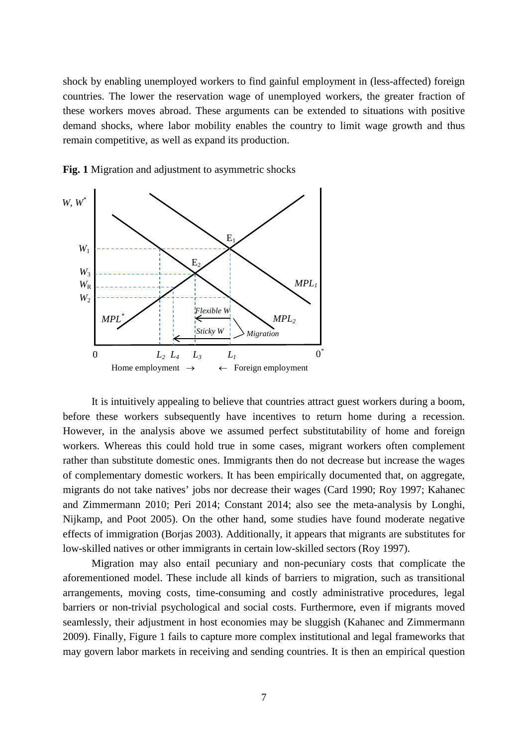shock by enabling unemployed workers to find gainful employment in (less-affected) foreign countries. The lower the reservation wage of unemployed workers, the greater fraction of these workers moves abroad. These arguments can be extended to situations with positive demand shocks, where labor mobility enables the country to limit wage growth and thus remain competitive, as well as expand its production.

**Fig. 1** Migration and adjustment to asymmetric shocks

It is intuitively appealing to believe that countries attract guest workers during a boom, before these workers subsequently have incentives to return home during a recession. However, in the analysis above we assumed perfect substitutability of home and foreign workers. Whereas this could hold true in some cases, migrant workers often complement rather than substitute domestic ones. Immigrants then do not decrease but increase the wages of complementary domestic workers. It has been empirically documented that, on aggregate, migrants do not take natives' jobs nor decrease their wages (Card 1990; Roy 1997; Kahanec and Zimmermann 2010; Peri 2014; Constant 2014; also see the meta-analysis by Longhi, Nijkamp, and Poot 2005). On the other hand, some studies have found moderate negative effects of immigration (Borjas 2003). Additionally, it appears that migrants are substitutes for low-skilled natives or other immigrants in certain low-skilled sectors (Roy 1997).

Migration may also entail pecuniary and non-pecuniary costs that complicate the aforementioned model. These include all kinds of barriers to migration, such as transitional arrangements, moving costs, time-consuming and costly administrative procedures, legal barriers or non-trivial psychological and social costs. Furthermore, even if migrants moved seamlessly, their adjustment in host economies may be sluggish (Kahanec and Zimmermann 2009). Finally, Figure 1 fails to capture more complex institutional and legal frameworks that may govern labor markets in receiving and sending countries. It is then an empirical question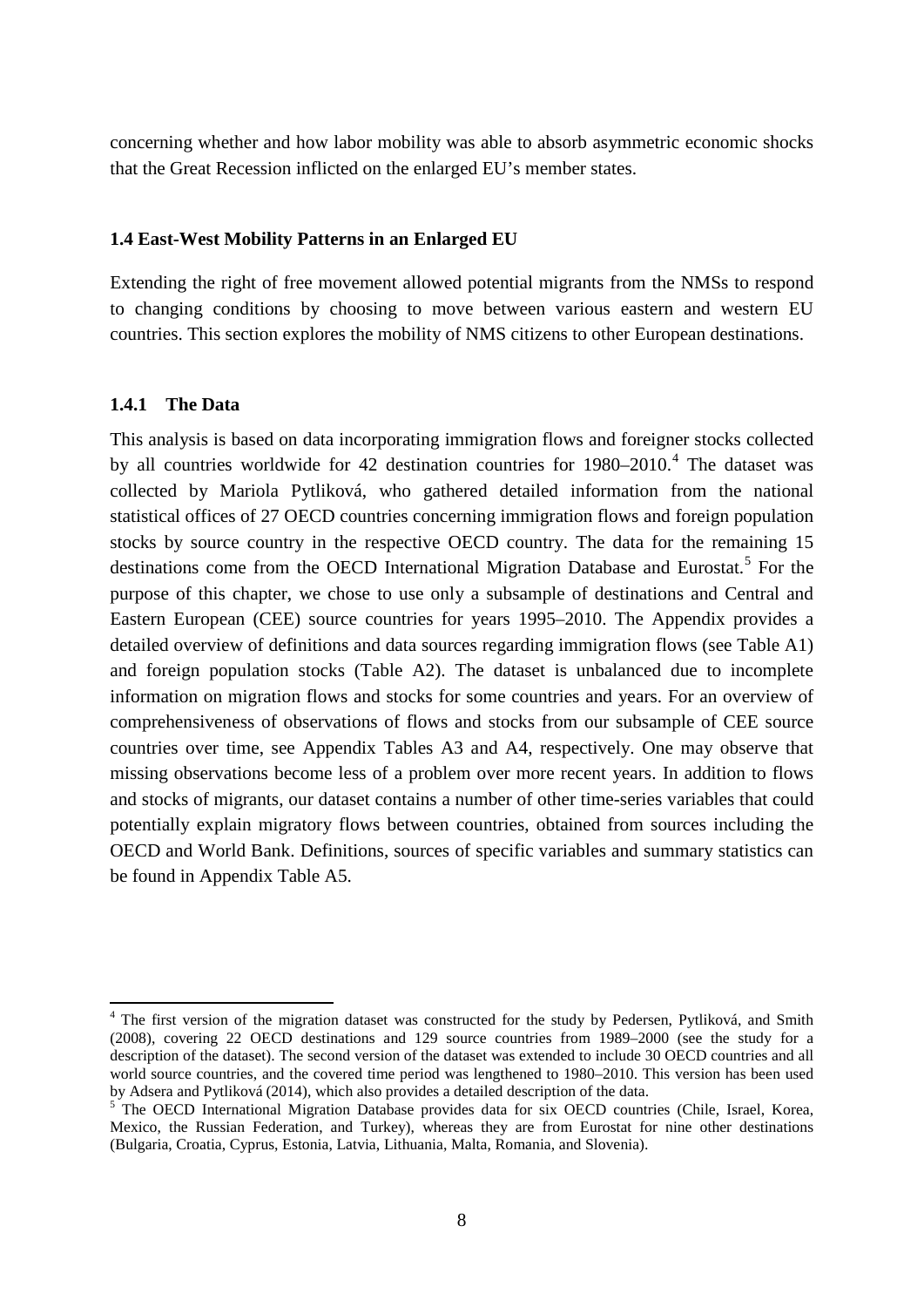concerning whether and how labor mobility was able to absorb asymmetric economic shocks that the Great Recession inflicted on the enlarged EU's member states.

## 1.4 East-West Mobility Patterns in an Enlarged EU

Extending the right of free movement allowed potential migrants from the NMSs to respond to changing conditions by choosing to move between various eastern and western EU countries. This section explores the mobility of NMS citizens to other European destinations.

### 1.4.1 The Data

This analysis is based on data incorporating immigration flows and foreigner stocks collected by all countries worldwide for 42 destination countries for 1980–2010.[4] The dataset was collected by Mariola Pytliková, who gathered detailed information from the national statistical offices of 27 OECD countries concerning immigration flows and foreign population stocks by source country in the respective OECD country. The data for the remaining 15 destinations come from the OECD International Migration Database and Eurostat.[5] For the purpose of this chapter, we chose to use only a subsample of destinations and Central and Eastern European (CEE) source countries for years 1995–2010. The Appendix provides a detailed overview of definitions and data sources regarding immigration flows (see Table A1) and foreign population stocks (Table A2). The dataset is unbalanced due to incomplete information on migration flows and stocks for some countries and years. For an overview of comprehensiveness of observations of flows and stocks from our subsample of CEE source countries over time, see Appendix Tables A3 and A4, respectively. One may observe that missing observations become less of a problem over more recent years. In addition to flows and stocks of migrants, our dataset contains a number of other time-series variables that could potentially explain migratory flows between countries, obtained from sources including the OECD and World Bank. Definitions, sources of specific variables and summary statistics can be found in Appendix Table A5.

---

[4] The first version of the migration dataset was constructed for the study by Pedersen, Pytliková, and Smith (2008), covering 22 OECD destinations and 129 source countries from 1989–2000 (see the study for a description of the dataset). The second version of the dataset was extended to include 30 OECD countries and all world source countries, and the covered time period was lengthened to 1980–2010. This version has been used by Adsera and Pytliková (2014), which also provides a detailed description of the data.

[5] The OECD International Migration Database provides data for six OECD countries (Chile, Israel, Korea, Mexico, the Russian Federation, and Turkey), whereas they are from Eurostat for nine other destinations (Bulgaria, Croatia, Cyprus, Estonia, Latvia, Lithuania, Malta, Romania, and Slovenia).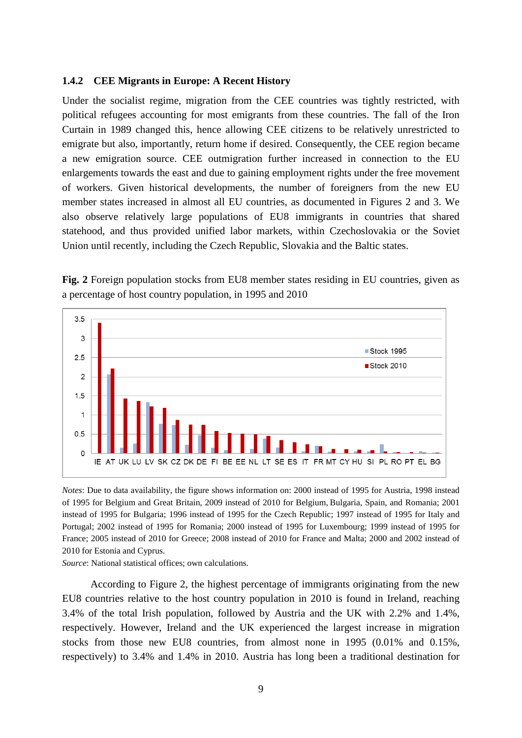### 1.4.2 CEE Migrants in Europe: A Recent History

Under the socialist regime, migration from the CEE countries was tightly restricted, with political refugees accounting for most emigrants from these countries. The fall of the Iron Curtain in 1989 changed this, hence allowing CEE citizens to be relatively unrestricted to emigrate but also, importantly, return home if desired. Consequently, the CEE region became a new emigration source. CEE outmigration further increased in connection to the EU enlargements towards the east and due to gaining employment rights under the free movement of workers. Given historical developments, the number of foreigners from the new EU member states increased in almost all EU countries, as documented in Figures 2 and 3. We also observe relatively large populations of EU8 immigrants in countries that shared statehood, and thus provided unified labor markets, within Czechoslovakia or the Soviet Union until recently, including the Czech Republic, Slovakia and the Baltic states.

**Fig. 2** Foreign population stocks from EU8 member states residing in EU countries, given as a percentage of host country population, in 1995 and 2010

*Notes*: Due to data availability, the figure shows information on: 2000 instead of 1995 for Austria, 1998 instead of 1995 for Belgium and Great Britain, 2009 instead of 2010 for Belgium, Bulgaria, Spain, and Romania; 2001 instead of 1995 for Bulgaria; 1996 instead of 1995 for the Czech Republic; 1997 instead of 1995 for Italy and Portugal; 2002 instead of 1995 for Romania; 2000 instead of 1995 for Luxembourg; 1999 instead of 1995 for France; 2005 instead of 2010 for Greece; 2008 instead of 2010 for France and Malta; 2000 and 2002 instead of 2010 for Estonia and Cyprus.

*Source*: National statistical offices; own calculations.

According to Figure 2, the highest percentage of immigrants originating from the new EU8 countries relative to the host country population in 2010 is found in Ireland, reaching 3.4% of the total Irish population, followed by Austria and the UK with 2.2% and 1.4%, respectively. However, Ireland and the UK experienced the largest increase in migration stocks from those new EU8 countries, from almost none in 1995 (0.01% and 0.15%, respectively) to 3.4% and 1.4% in 2010. Austria has long been a traditional destination for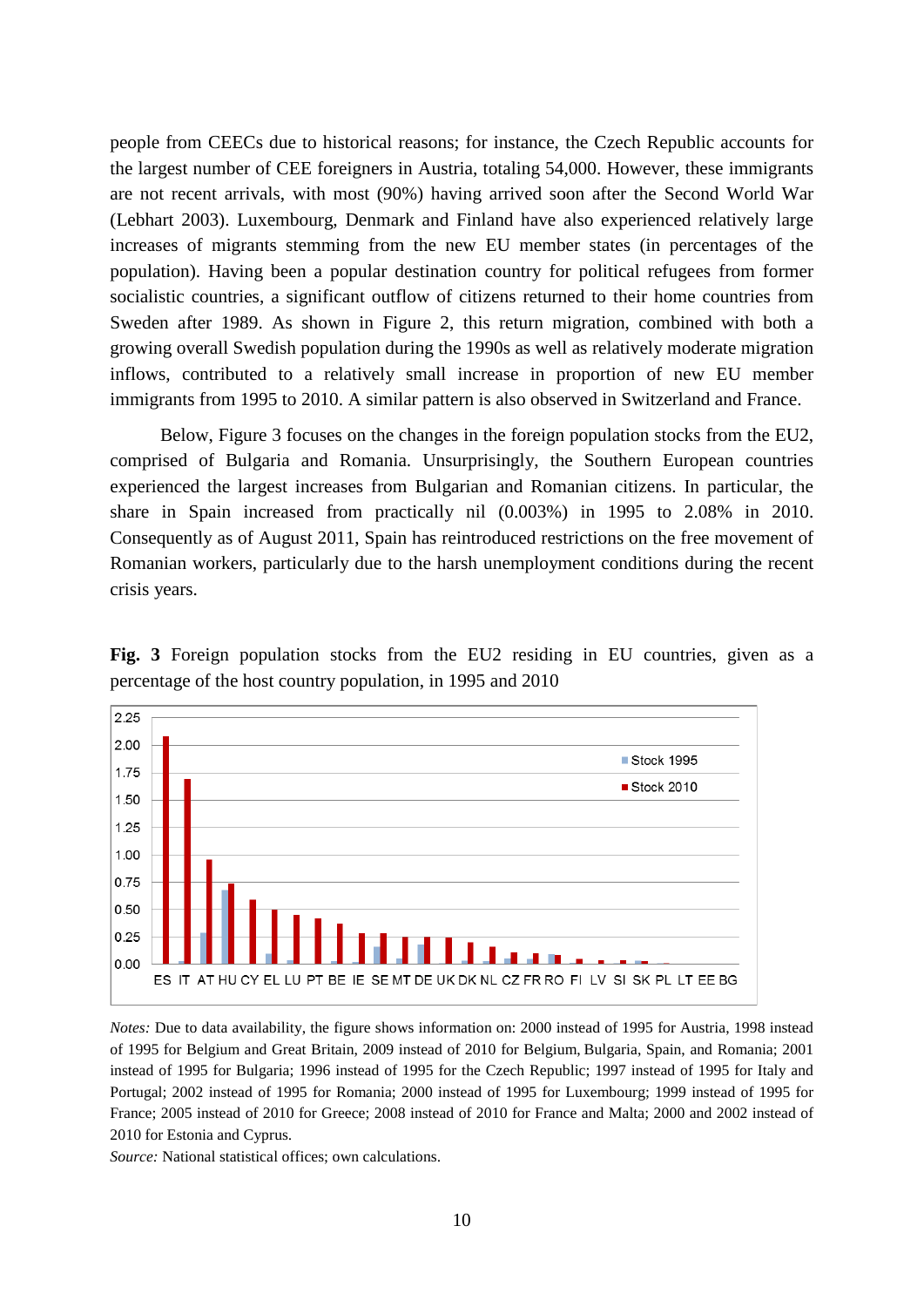people from CEECs due to historical reasons; for instance, the Czech Republic accounts for the largest number of CEE foreigners in Austria, totaling 54,000. However, these immigrants are not recent arrivals, with most (90%) having arrived soon after the Second World War (Lebhart 2003). Luxembourg, Denmark and Finland have also experienced relatively large increases of migrants stemming from the new EU member states (in percentages of the population). Having been a popular destination country for political refugees from former socialistic countries, a significant outflow of citizens returned to their home countries from Sweden after 1989. As shown in Figure 2, this return migration, combined with both a growing overall Swedish population during the 1990s as well as relatively moderate migration inflows, contributed to a relatively small increase in proportion of new EU member immigrants from 1995 to 2010. A similar pattern is also observed in Switzerland and France.

Below, Figure 3 focuses on the changes in the foreign population stocks from the EU2, comprised of Bulgaria and Romania. Unsurprisingly, the Southern European countries experienced the largest increases from Bulgarian and Romanian citizens. In particular, the share in Spain increased from practically nil (0.003%) in 1995 to 2.08% in 2010. Consequently as of August 2011, Spain has reintroduced restrictions on the free movement of Romanian workers, particularly due to the harsh unemployment conditions during the recent crisis years.

**Fig. 3** Foreign population stocks from the EU2 residing in EU countries, given as a percentage of the host country population, in 1995 and 2010

*Notes:* Due to data availability, the figure shows information on: 2000 instead of 1995 for Austria, 1998 instead of 1995 for Belgium and Great Britain, 2009 instead of 2010 for Belgium, Bulgaria, Spain, and Romania; 2001 instead of 1995 for Bulgaria; 1996 instead of 1995 for the Czech Republic; 1997 instead of 1995 for Italy and Portugal; 2002 instead of 1995 for Romania; 2000 instead of 1995 for Luxembourg; 1999 instead of 1995 for France; 2005 instead of 2010 for Greece; 2008 instead of 2010 for France and Malta; 2000 and 2002 instead of 2010 for Estonia and Cyprus.

*Source:* National statistical offices; own calculations.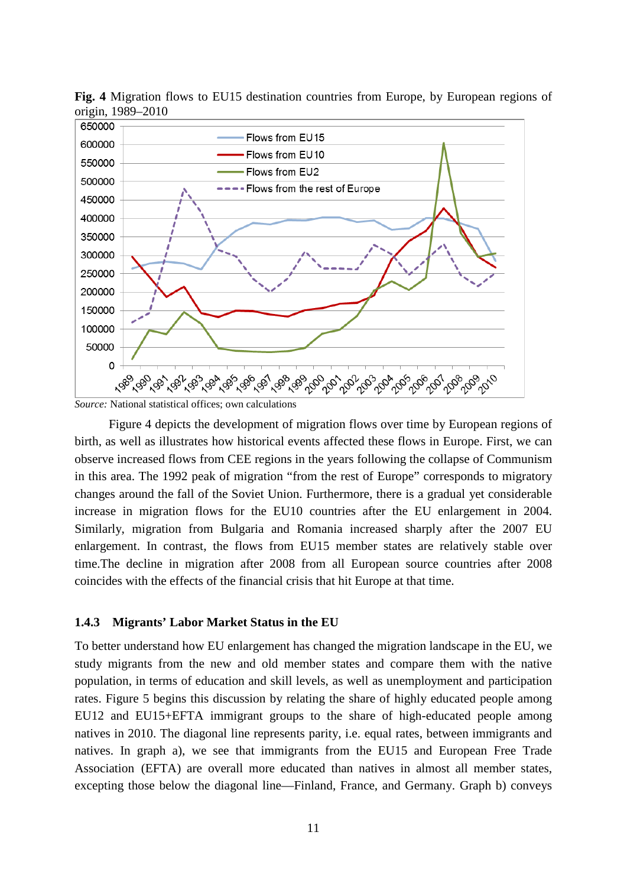**Fig. 4** Migration flows to EU15 destination countries from Europe, by European regions of origin, 1989–2010

*Source:* National statistical offices; own calculations

Figure 4 depicts the development of migration flows over time by European regions of birth, as well as illustrates how historical events affected these flows in Europe. First, we can observe increased flows from CEE regions in the years following the collapse of Communism in this area. The 1992 peak of migration "from the rest of Europe" corresponds to migratory changes around the fall of the Soviet Union. Furthermore, there is a gradual yet considerable increase in migration flows for the EU10 countries after the EU enlargement in 2004. Similarly, migration from Bulgaria and Romania increased sharply after the 2007 EU enlargement. In contrast, the flows from EU15 member states are relatively stable over time.The decline in migration after 2008 from all European source countries after 2008 coincides with the effects of the financial crisis that hit Europe at that time.

### 1.4.3 Migrants' Labor Market Status in the EU

To better understand how EU enlargement has changed the migration landscape in the EU, we study migrants from the new and old member states and compare them with the native population, in terms of education and skill levels, as well as unemployment and participation rates. Figure 5 begins this discussion by relating the share of highly educated people among EU12 and EU15+EFTA immigrant groups to the share of high-educated people among natives in 2010. The diagonal line represents parity, i.e. equal rates, between immigrants and natives. In graph a), we see that immigrants from the EU15 and European Free Trade Association (EFTA) are overall more educated than natives in almost all member states, excepting those below the diagonal line—Finland, France, and Germany. Graph b) conveys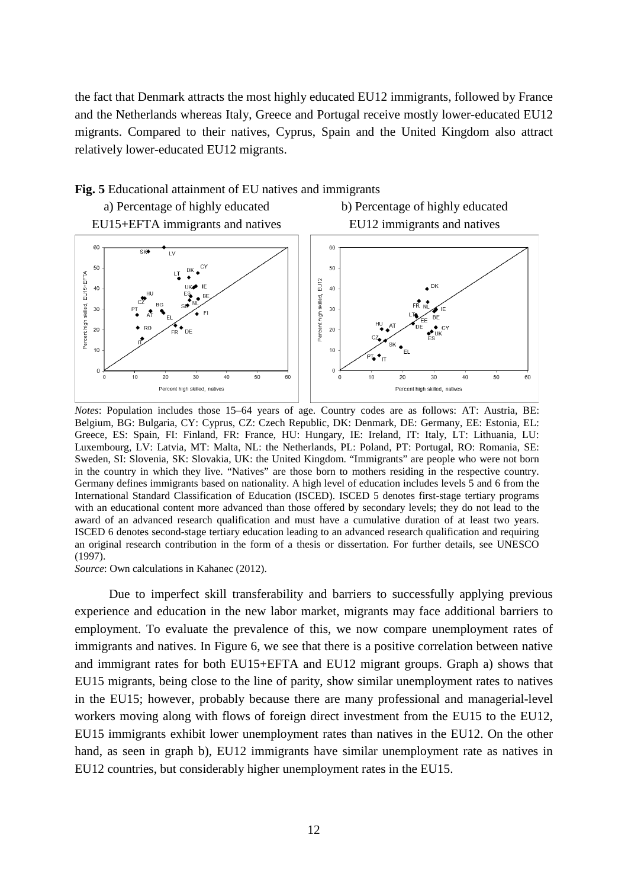the fact that Denmark attracts the most highly educated EU12 immigrants, followed by France and the Netherlands whereas Italy, Greece and Portugal receive mostly lower-educated EU12 migrants. Compared to their natives, Cyprus, Spain and the United Kingdom also attract relatively lower-educated EU12 migrants.

**Fig. 5** Educational attainment of EU natives and immigrants

a) Percentage of highly educated EU15+EFTA immigrants and natives

b) Percentage of highly educated EU12 immigrants and natives

*Notes*: Population includes those 15–64 years of age. Country codes are as follows: AT: Austria, BE: Belgium, BG: Bulgaria, CY: Cyprus, CZ: Czech Republic, DK: Denmark, DE: Germany, EE: Estonia, EL: Greece, ES: Spain, FI: Finland, FR: France, HU: Hungary, IE: Ireland, IT: Italy, LT: Lithuania, LU: Luxembourg, LV: Latvia, MT: Malta, NL: the Netherlands, PL: Poland, PT: Portugal, RO: Romania, SE: Sweden, SI: Slovenia, SK: Slovakia, UK: the United Kingdom. "Immigrants" are people who were not born in the country in which they live. "Natives" are those born to mothers residing in the respective country. Germany defines immigrants based on nationality. A high level of education includes levels 5 and 6 from the International Standard Classification of Education (ISCED). ISCED 5 denotes first-stage tertiary programs with an educational content more advanced than those offered by secondary levels; they do not lead to the award of an advanced research qualification and must have a cumulative duration of at least two years. ISCED 6 denotes second-stage tertiary education leading to an advanced research qualification and requiring an original research contribution in the form of a thesis or dissertation. For further details, see UNESCO (1997).

*Source*: Own calculations in Kahanec (2012).

Due to imperfect skill transferability and barriers to successfully applying previous experience and education in the new labor market, migrants may face additional barriers to employment. To evaluate the prevalence of this, we now compare unemployment rates of immigrants and natives. In Figure 6, we see that there is a positive correlation between native and immigrant rates for both EU15+EFTA and EU12 migrant groups. Graph a) shows that EU15 migrants, being close to the line of parity, show similar unemployment rates to natives in the EU15; however, probably because there are many professional and managerial-level workers moving along with flows of foreign direct investment from the EU15 to the EU12, EU15 immigrants exhibit lower unemployment rates than natives in the EU12. On the other hand, as seen in graph b), EU12 immigrants have similar unemployment rate as natives in EU12 countries, but considerably higher unemployment rates in the EU15.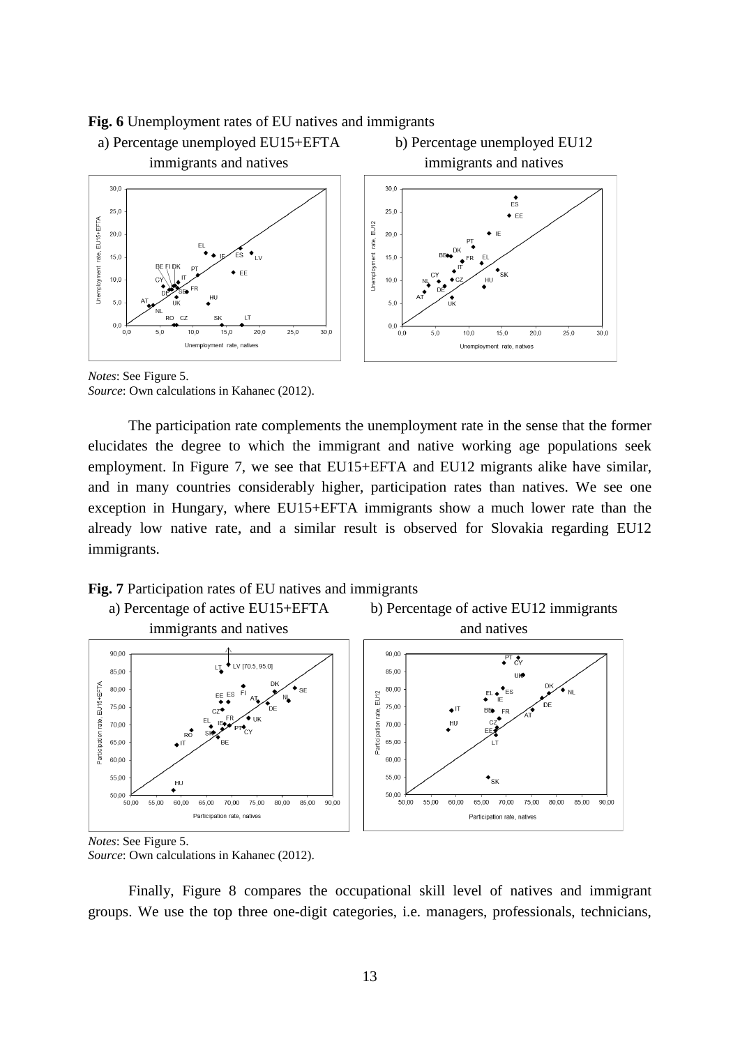**Fig. 6** Unemployment rates of EU natives and immigrants

a) Percentage unemployed EU15+EFTA immigrants and natives

b) Percentage unemployed EU12 immigrants and natives

*Notes*: See Figure 5.
*Source*: Own calculations in Kahanec (2012).

The participation rate complements the unemployment rate in the sense that the former elucidates the degree to which the immigrant and native working age populations seek employment. In Figure 7, we see that EU15+EFTA and EU12 migrants alike have similar, and in many countries considerably higher, participation rates than natives. We see one exception in Hungary, where EU15+EFTA immigrants show a much lower rate than the already low native rate, and a similar result is observed for Slovakia regarding EU12 immigrants.

**Fig. 7** Participation rates of EU natives and immigrants

a) Percentage of active EU15+EFTA immigrants and natives

b) Percentage of active EU12 immigrants and natives

*Notes*: See Figure 5.
*Source*: Own calculations in Kahanec (2012).

Finally, Figure 8 compares the occupational skill level of natives and immigrant groups. We use the top three one-digit categories, i.e. managers, professionals, technicians,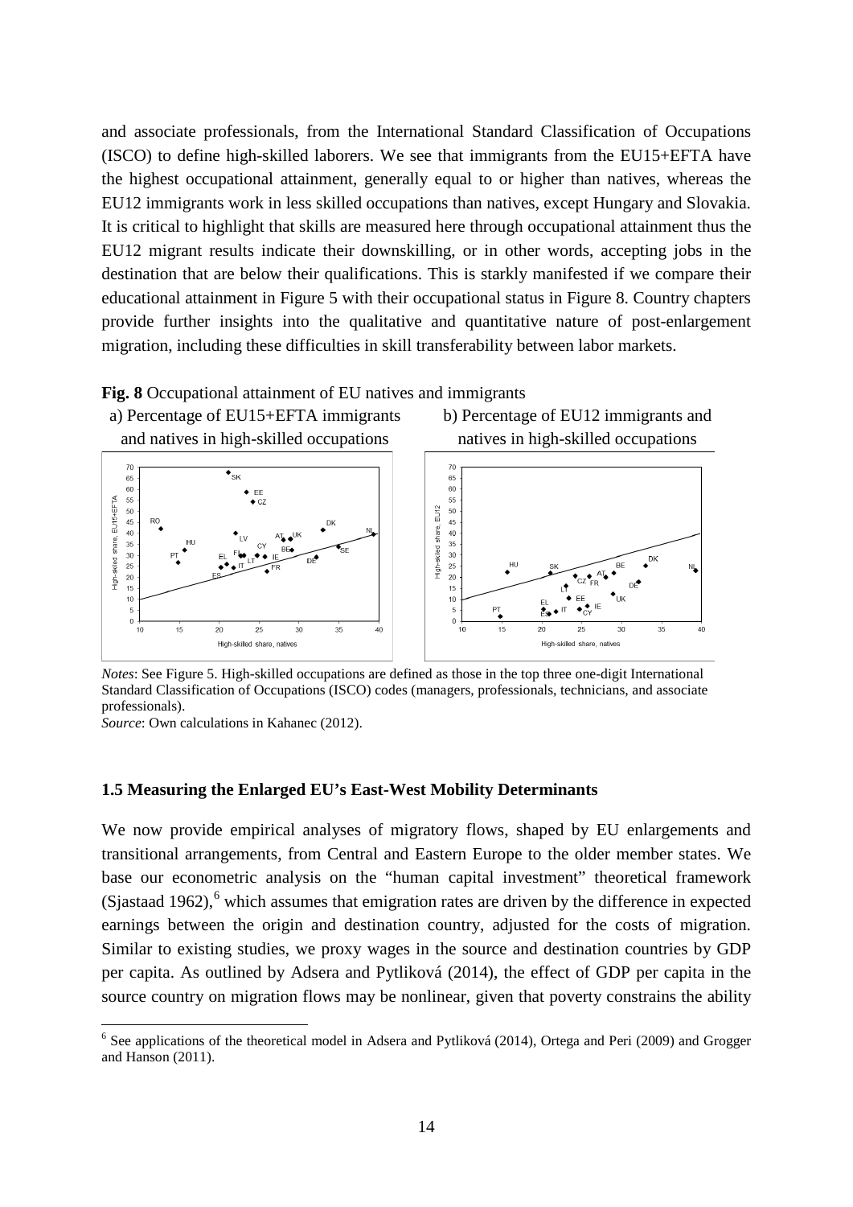and associate professionals, from the International Standard Classification of Occupations (ISCO) to define high-skilled laborers. We see that immigrants from the EU15+EFTA have the highest occupational attainment, generally equal to or higher than natives, whereas the EU12 immigrants work in less skilled occupations than natives, except Hungary and Slovakia. It is critical to highlight that skills are measured here through occupational attainment thus the EU12 migrant results indicate their downskilling, or in other words, accepting jobs in the destination that are below their qualifications. This is starkly manifested if we compare their educational attainment in Figure 5 with their occupational status in Figure 8. Country chapters provide further insights into the qualitative and quantitative nature of post-enlargement migration, including these difficulties in skill transferability between labor markets.

**Fig. 8** Occupational attainment of EU natives and immigrants

a) Percentage of EU15+EFTA immigrants and natives in high-skilled occupations

b) Percentage of EU12 immigrants and natives in high-skilled occupations

*Notes*: See Figure 5. High-skilled occupations are defined as those in the top three one-digit International Standard Classification of Occupations (ISCO) codes (managers, professionals, technicians, and associate professionals).

*Source*: Own calculations in Kahanec (2012).

### 1.5 Measuring the Enlarged EU's East-West Mobility Determinants

We now provide empirical analyses of migratory flows, shaped by EU enlargements and transitional arrangements, from Central and Eastern Europe to the older member states. We base our econometric analysis on the "human capital investment" theoretical framework (Sjastaad 1962),[6] which assumes that emigration rates are driven by the difference in expected earnings between the origin and destination country, adjusted for the costs of migration. Similar to existing studies, we proxy wages in the source and destination countries by GDP per capita. As outlined by Adsera and Pytliková (2014), the effect of GDP per capita in the source country on migration flows may be nonlinear, given that poverty constrains the ability

[6] See applications of the theoretical model in Adsera and Pytliková (2014), Ortega and Peri (2009) and Grogger and Hanson (2011).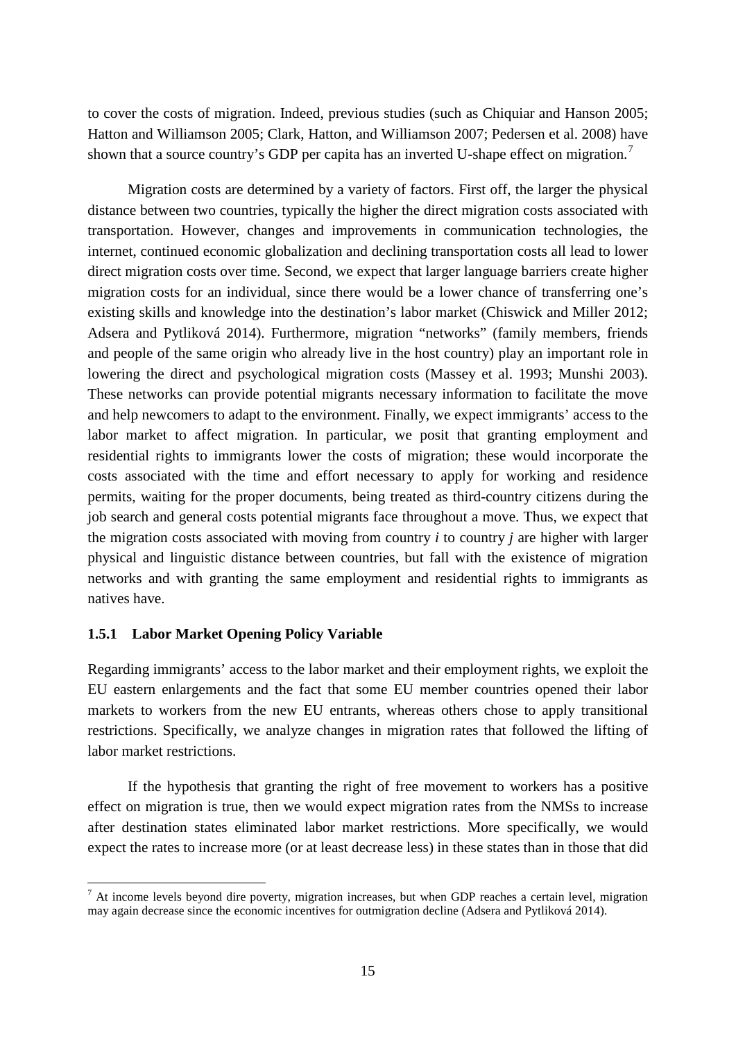to cover the costs of migration. Indeed, previous studies (such as Chiquiar and Hanson 2005; Hatton and Williamson 2005; Clark, Hatton, and Williamson 2007; Pedersen et al. 2008) have shown that a source country's GDP per capita has an inverted U-shape effect on migration.[7]

Migration costs are determined by a variety of factors. First off, the larger the physical distance between two countries, typically the higher the direct migration costs associated with transportation. However, changes and improvements in communication technologies, the internet, continued economic globalization and declining transportation costs all lead to lower direct migration costs over time. Second, we expect that larger language barriers create higher migration costs for an individual, since there would be a lower chance of transferring one's existing skills and knowledge into the destination's labor market (Chiswick and Miller 2012; Adsera and Pytliková 2014). Furthermore, migration "networks" (family members, friends and people of the same origin who already live in the host country) play an important role in lowering the direct and psychological migration costs (Massey et al. 1993; Munshi 2003). These networks can provide potential migrants necessary information to facilitate the move and help newcomers to adapt to the environment. Finally, we expect immigrants' access to the labor market to affect migration. In particular, we posit that granting employment and residential rights to immigrants lower the costs of migration; these would incorporate the costs associated with the time and effort necessary to apply for working and residence permits, waiting for the proper documents, being treated as third-country citizens during the job search and general costs potential migrants face throughout a move. Thus, we expect that the migration costs associated with moving from country *i* to country *j* are higher with larger physical and linguistic distance between countries, but fall with the existence of migration networks and with granting the same employment and residential rights to immigrants as natives have.

### 1.5.1 Labor Market Opening Policy Variable

Regarding immigrants' access to the labor market and their employment rights, we exploit the EU eastern enlargements and the fact that some EU member countries opened their labor markets to workers from the new EU entrants, whereas others chose to apply transitional restrictions. Specifically, we analyze changes in migration rates that followed the lifting of labor market restrictions.

If the hypothesis that granting the right of free movement to workers has a positive effect on migration is true, then we would expect migration rates from the NMSs to increase after destination states eliminated labor market restrictions. More specifically, we would expect the rates to increase more (or at least decrease less) in these states than in those that did

[7] At income levels beyond dire poverty, migration increases, but when GDP reaches a certain level, migration may again decrease since the economic incentives for outmigration decline (Adsera and Pytliková 2014).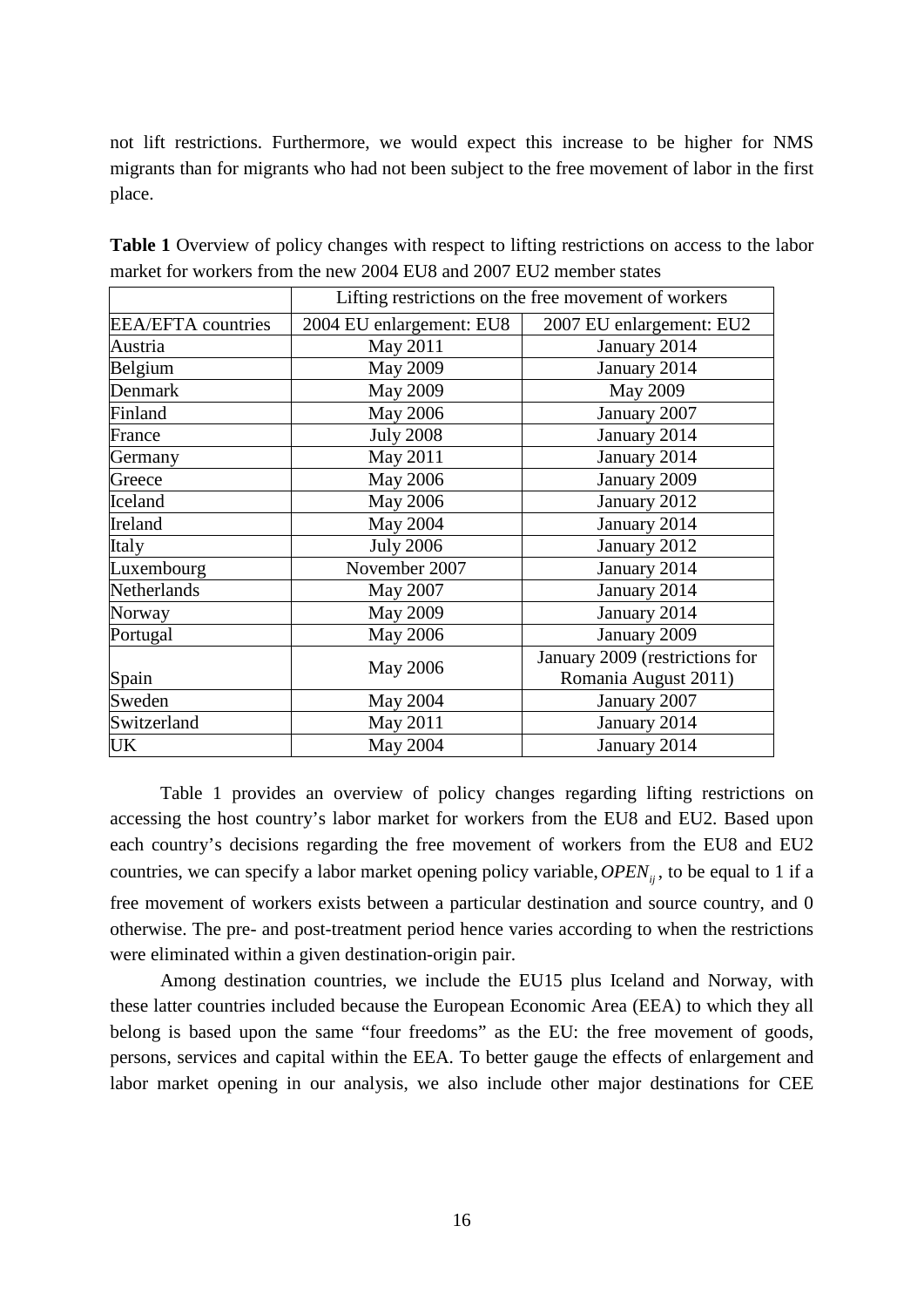not lift restrictions. Furthermore, we would expect this increase to be higher for NMS migrants than for migrants who had not been subject to the free movement of labor in the first place.

**Table 1** Overview of policy changes with respect to lifting restrictions on access to the labor market for workers from the new 2004 EU8 and 2007 EU2 member states

| | Lifting restrictions on the free movement of workers | |
|---|---|---|
| EEA/EFTA countries | 2004 EU enlargement: EU8 | 2007 EU enlargement: EU2 |
| Austria | May 2011 | January 2014 |
| Belgium | May 2009 | January 2014 |
| Denmark | May 2009 | May 2009 |
| Finland | May 2006 | January 2007 |
| France | July 2008 | January 2014 |
| Germany | May 2011 | January 2014 |
| Greece | May 2006 | January 2009 |
| Iceland | May 2006 | January 2012 |
| Ireland | May 2004 | January 2014 |
| Italy | July 2006 | January 2012 |
| Luxembourg | November 2007 | January 2014 |
| Netherlands | May 2007 | January 2014 |
| Norway | May 2009 | January 2014 |
| Portugal | May 2006 | January 2009 |
| Spain | May 2006 | January 2009 (restrictions for Romania August 2011) |
| Sweden | May 2004 | January 2007 |
| Switzerland | May 2011 | January 2014 |
| UK | May 2004 | January 2014 |

Table 1 provides an overview of policy changes regarding lifting restrictions on accessing the host country's labor market for workers from the EU8 and EU2. Based upon each country's decisions regarding the free movement of workers from the EU8 and EU2 countries, we can specify a labor market opening policy variable, $OPEN_{ij}$, to be equal to 1 if a free movement of workers exists between a particular destination and source country, and 0 otherwise. The pre- and post-treatment period hence varies according to when the restrictions were eliminated within a given destination-origin pair.

Among destination countries, we include the EU15 plus Iceland and Norway, with these latter countries included because the European Economic Area (EEA) to which they all belong is based upon the same "four freedoms" as the EU: the free movement of goods, persons, services and capital within the EEA. To better gauge the effects of enlargement and labor market opening in our analysis, we also include other major destinations for CEE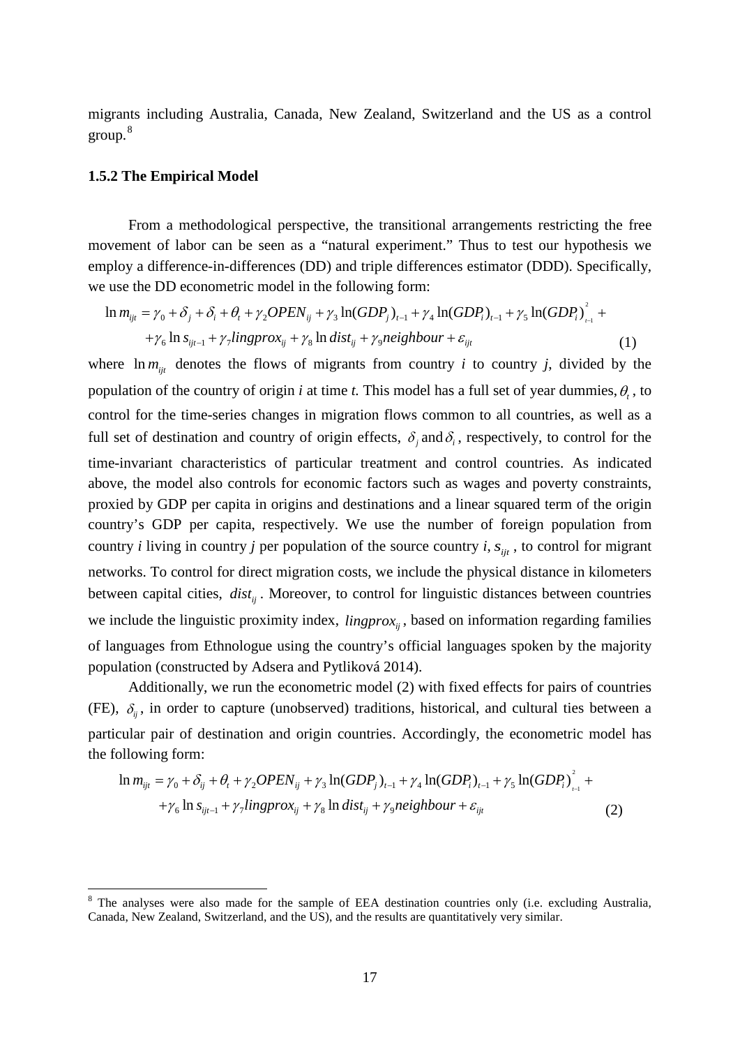migrants including Australia, Canada, New Zealand, Switzerland and the US as a control group.[8]

### 1.5.2 The Empirical Model

From a methodological perspective, the transitional arrangements restricting the free movement of labor can be seen as a "natural experiment." Thus to test our hypothesis we employ a difference-in-differences (DD) and triple differences estimator (DDD). Specifically, we use the DD econometric model in the following form:

$$\ln m_{ijt} = \gamma_0 + \delta_j + \delta_i + \theta_t + \gamma_2 OPEN_{ij} + \gamma_3 \ln(GDP_j)_{t-1} + \gamma_4 \ln(GDP_i)_{t-1} + \gamma_5 \ln(GDP_i)^2_{t-1} + \\ + \gamma_6 \ln s_{ijt-1} + \gamma_7 lingprox_{ij} + \gamma_8 \ln dist_{ij} + \gamma_9 neighbour + \varepsilon_{ijt} \quad (1)$$

where $\ln m_{ijt}$ denotes the flows of migrants from country *i* to country *j*, divided by the population of the country of origin *i* at time *t*. This model has a full set of year dummies, $\theta_t$, to control for the time-series changes in migration flows common to all countries, as well as a full set of destination and country of origin effects, $\delta_j$ and $\delta_i$, respectively, to control for the time-invariant characteristics of particular treatment and control countries. As indicated above, the model also controls for economic factors such as wages and poverty constraints, proxied by GDP per capita in origins and destinations and a linear squared term of the origin country's GDP per capita, respectively. We use the number of foreign population from country *i* living in country *j* per population of the source country *i*, $s_{ijt}$, to control for migrant networks. To control for direct migration costs, we include the physical distance in kilometers between capital cities, $dist_{ij}$. Moreover, to control for linguistic distances between countries we include the linguistic proximity index, $lingprox_{ij}$, based on information regarding families of languages from Ethnologue using the country's official languages spoken by the majority population (constructed by Adsera and Pytliková 2014).

Additionally, we run the econometric model (2) with fixed effects for pairs of countries (FE), $\delta_{ij}$, in order to capture (unobserved) traditions, historical, and cultural ties between a particular pair of destination and origin countries. Accordingly, the econometric model has the following form:

$$\ln m_{ijt} = \gamma_0 + \delta_{ij} + \theta_t + \gamma_2 OPEN_{ij} + \gamma_3 \ln(GDP_j)_{t-1} + \gamma_4 \ln(GDP_i)_{t-1} + \gamma_5 \ln(GDP_i)^2_{t-1} + \\ + \gamma_6 \ln s_{ijt-1} + \gamma_7 lingprox_{ij} + \gamma_8 \ln dist_{ij} + \gamma_9 neighbour + \varepsilon_{ijt} \quad (2)$$

[8] The analyses were also made for the sample of EEA destination countries only (i.e. excluding Australia, Canada, New Zealand, Switzerland, and the US), and the results are quantitatively very similar.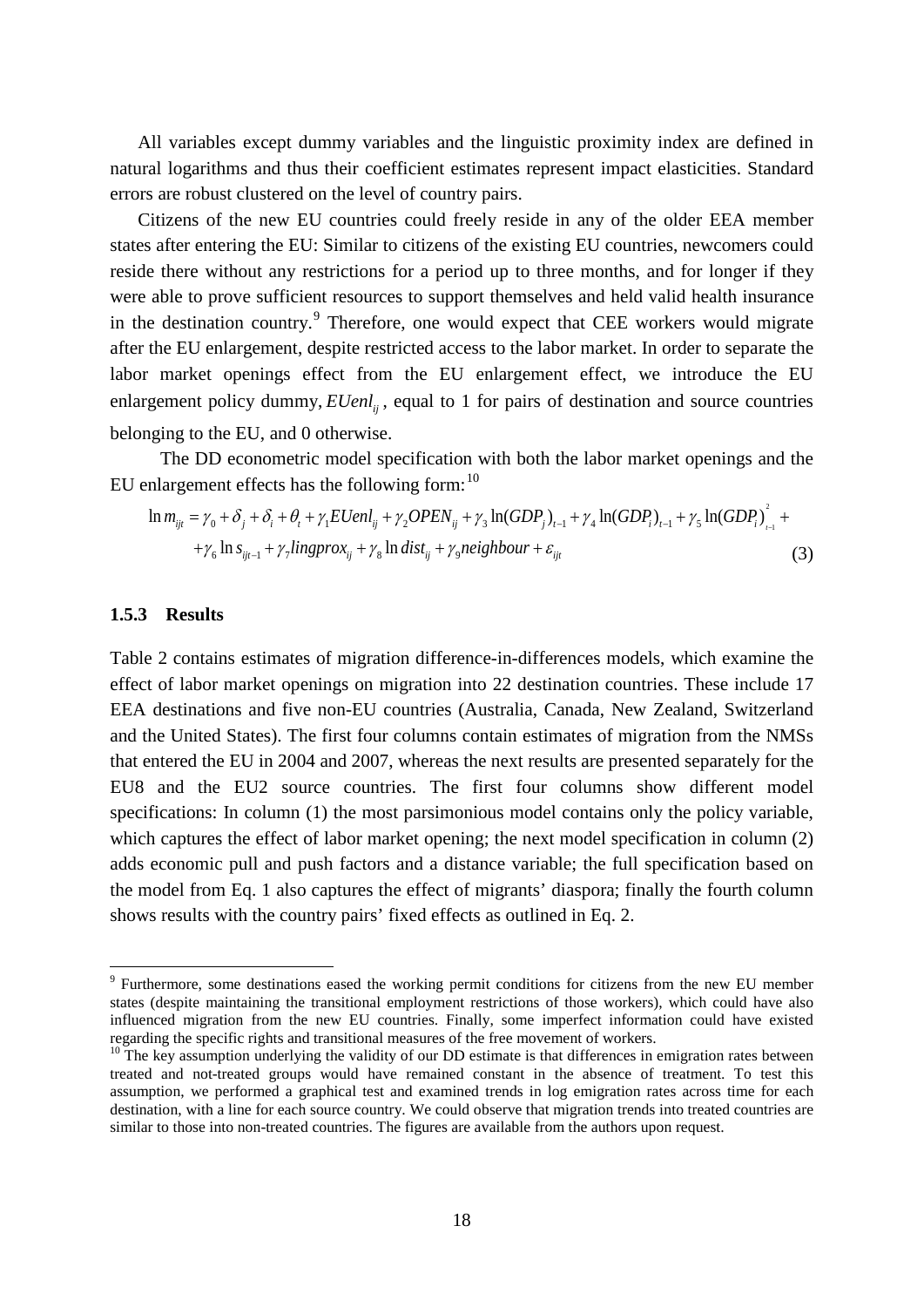All variables except dummy variables and the linguistic proximity index are defined in natural logarithms and thus their coefficient estimates represent impact elasticities. Standard errors are robust clustered on the level of country pairs.

Citizens of the new EU countries could freely reside in any of the older EEA member states after entering the EU: Similar to citizens of the existing EU countries, newcomers could reside there without any restrictions for a period up to three months, and for longer if they were able to prove sufficient resources to support themselves and held valid health insurance in the destination country.[9] Therefore, one would expect that CEE workers would migrate after the EU enlargement, despite restricted access to the labor market. In order to separate the labor market openings effect from the EU enlargement effect, we introduce the EU enlargement policy dummy, $EUenl_{ij}$, equal to 1 for pairs of destination and source countries belonging to the EU, and 0 otherwise.

The DD econometric model specification with both the labor market openings and the EU enlargement effects has the following form:[10]

$$\ln m_{ijt} = \gamma_0 + \delta_j + \delta_i + \theta_t + \gamma_1 EUenl_{ij} + \gamma_2 OPEN_{ij} + \gamma_3 \ln(GDP_j)_{t-1} + \gamma_4 \ln(GDP_i)_{t-1} + \gamma_5 \ln(GDP_i)^2_{t-1} + \gamma_6 \ln s_{ijt-1} + \gamma_7 lingprox_{ij} + \gamma_8 \ln dist_{ij} + \gamma_9 neighbour + \varepsilon_{ijt} \quad (3)$$

### 1.5.3 Results

Table 2 contains estimates of migration difference-in-differences models, which examine the effect of labor market openings on migration into 22 destination countries. These include 17 EEA destinations and five non-EU countries (Australia, Canada, New Zealand, Switzerland and the United States). The first four columns contain estimates of migration from the NMSs that entered the EU in 2004 and 2007, whereas the next results are presented separately for the EU8 and the EU2 source countries. The first four columns show different model specifications: In column (1) the most parsimonious model contains only the policy variable, which captures the effect of labor market opening; the next model specification in column (2) adds economic pull and push factors and a distance variable; the full specification based on the model from Eq. 1 also captures the effect of migrants' diaspora; finally the fourth column shows results with the country pairs' fixed effects as outlined in Eq. 2.

---

[9] Furthermore, some destinations eased the working permit conditions for citizens from the new EU member states (despite maintaining the transitional employment restrictions of those workers), which could have also influenced migration from the new EU countries. Finally, some imperfect information could have existed regarding the specific rights and transitional measures of the free movement of workers.

[10] The key assumption underlying the validity of our DD estimate is that differences in emigration rates between treated and not-treated groups would have remained constant in the absence of treatment. To test this assumption, we performed a graphical test and examined trends in log emigration rates across time for each destination, with a line for each source country. We could observe that migration trends into treated countries are similar to those into non-treated countries. The figures are available from the authors upon request.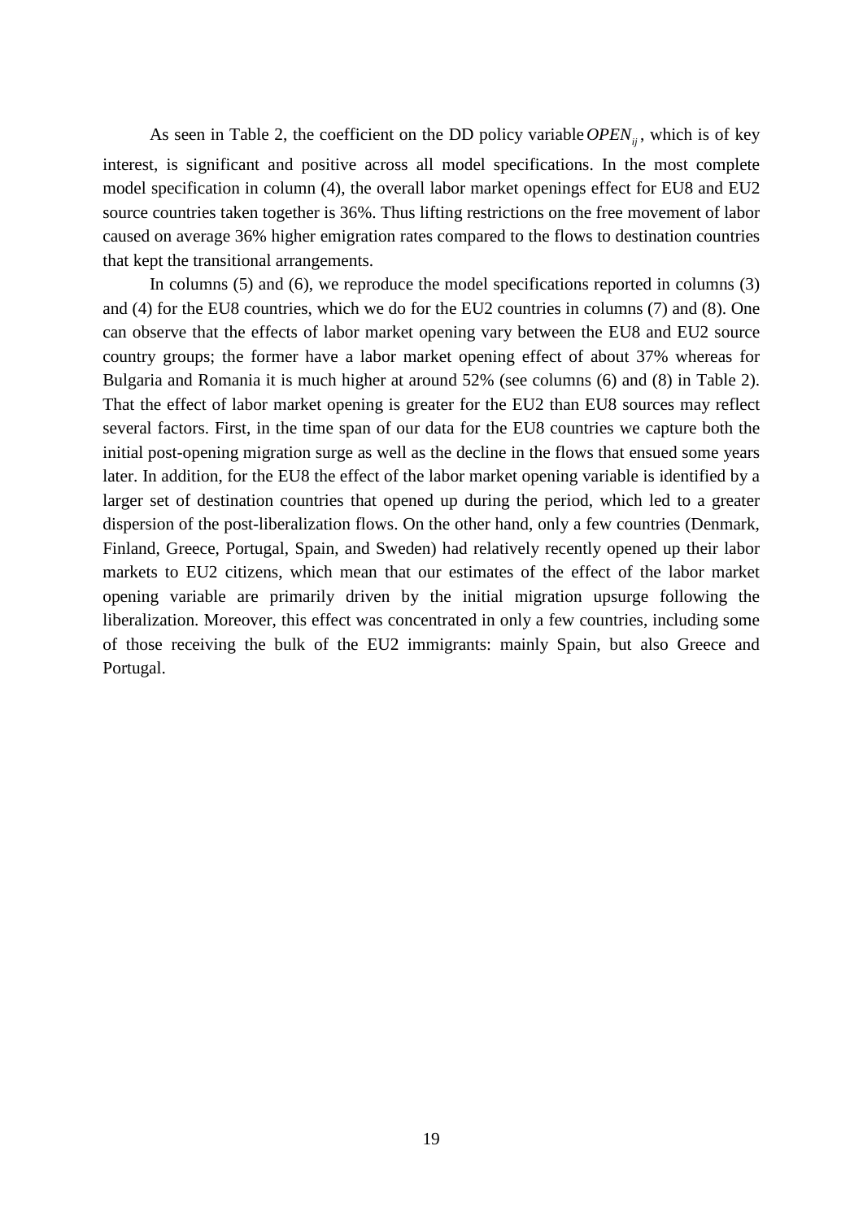As seen in Table 2, the coefficient on the DD policy variable $OPEN_{ij}$, which is of key interest, is significant and positive across all model specifications. In the most complete model specification in column (4), the overall labor market openings effect for EU8 and EU2 source countries taken together is 36%. Thus lifting restrictions on the free movement of labor caused on average 36% higher emigration rates compared to the flows to destination countries that kept the transitional arrangements.

In columns (5) and (6), we reproduce the model specifications reported in columns (3) and (4) for the EU8 countries, which we do for the EU2 countries in columns (7) and (8). One can observe that the effects of labor market opening vary between the EU8 and EU2 source country groups; the former have a labor market opening effect of about 37% whereas for Bulgaria and Romania it is much higher at around 52% (see columns (6) and (8) in Table 2). That the effect of labor market opening is greater for the EU2 than EU8 sources may reflect several factors. First, in the time span of our data for the EU8 countries we capture both the initial post-opening migration surge as well as the decline in the flows that ensued some years later. In addition, for the EU8 the effect of the labor market opening variable is identified by a larger set of destination countries that opened up during the period, which led to a greater dispersion of the post-liberalization flows. On the other hand, only a few countries (Denmark, Finland, Greece, Portugal, Spain, and Sweden) had relatively recently opened up their labor markets to EU2 citizens, which mean that our estimates of the effect of the labor market opening variable are primarily driven by the initial migration upsurge following the liberalization. Moreover, this effect was concentrated in only a few countries, including some of those receiving the bulk of the EU2 immigrants: mainly Spain, but also Greece and Portugal.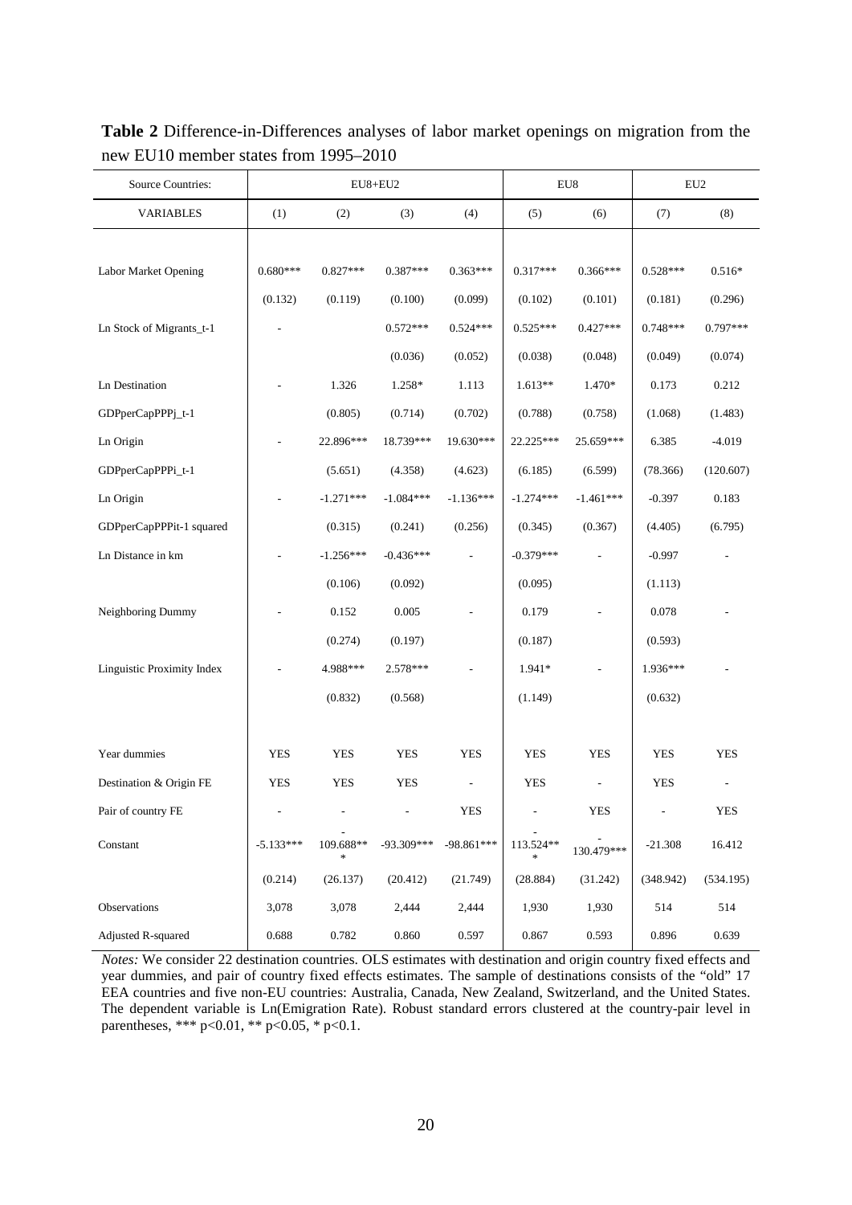**Table 2** Difference-in-Differences analyses of labor market openings on migration from the new EU10 member states from 1995–2010

| Source Countries: | EU8+EU2 | | | | EU8 | | EU2 | |
|---|---|---|---|---|---|---|---|---|
| VARIABLES | (1) | (2) | (3) | (4) | (5) | (6) | (7) | (8) |
| Labor Market Opening | 0.680*** | 0.827*** | 0.387*** | 0.363*** | 0.317*** | 0.366*** | 0.528*** | 0.516* |
| | (0.132) | (0.119) | (0.100) | (0.099) | (0.102) | (0.101) | (0.181) | (0.296) |
| Ln Stock of Migrants_t-1 | - | | 0.572*** | 0.524*** | 0.525*** | 0.427*** | 0.748*** | 0.797*** |
| | | | (0.036) | (0.052) | (0.038) | (0.048) | (0.049) | (0.074) |
| Ln Destination GDPperCapPPPj_t-1 | - | 1.326 | 1.258* | 1.113 | 1.613** | 1.470* | 0.173 | 0.212 |
| | | (0.805) | (0.714) | (0.702) | (0.788) | (0.758) | (1.068) | (1.483) |
| Ln Origin GDPperCapPPPi_t-1 | - | 22.896*** | 18.739*** | 19.630*** | 22.225*** | 25.659*** | 6.385 | -4.019 |
| | | (5.651) | (4.358) | (4.623) | (6.185) | (6.599) | (78.366) | (120.607) |
| Ln Origin GDPperCapPPPit-1 squared | - | -1.271*** | -1.084*** | -1.136*** | -1.274*** | -1.461*** | -0.397 | 0.183 |
| | | (0.315) | (0.241) | (0.256) | (0.345) | (0.367) | (4.405) | (6.795) |
| Ln Distance in km | - | -1.256*** | -0.436*** | - | -0.379*** | - | -0.997 | - |
| | | (0.106) | (0.092) | | (0.095) | | (1.113) | |
| Neighboring Dummy | - | 0.152 | 0.005 | - | 0.179 | - | 0.078 | - |
| | | (0.274) | (0.197) | | (0.187) | | (0.593) | |
| Linguistic Proximity Index | - | 4.988*** | 2.578*** | - | 1.941* | - | 1.936*** | - |
| | | (0.832) | (0.568) | | (1.149) | | (0.632) | |
| Year dummies | YES | YES | YES | YES | YES | YES | YES | YES |
| Destination & Origin FE | YES | YES | YES | - | YES | - | YES | - |
| Pair of country FE | - | - | - | YES | - | YES | - | YES |
| Constant | -5.133*** | -109.688*** | -93.309*** | -98.861*** | -113.524*** | -130.479*** | -21.308 | 16.412 |
| | (0.214) | (26.137) | (20.412) | (21.749) | (28.884) | (31.242) | (348.942) | (534.195) |
| Observations | 3,078 | 3,078 | 2,444 | 2,444 | 1,930 | 1,930 | 514 | 514 |
| Adjusted R-squared | 0.688 | 0.782 | 0.860 | 0.597 | 0.867 | 0.593 | 0.896 | 0.639 |

*Notes:* We consider 22 destination countries. OLS estimates with destination and origin country fixed effects and year dummies, and pair of country fixed effects estimates. The sample of destinations consists of the "old" 17 EEA countries and five non-EU countries: Australia, Canada, New Zealand, Switzerland, and the United States. The dependent variable is Ln(Emigration Rate). Robust standard errors clustered at the country-pair level in parentheses, *** p<0.01, ** p<0.05, * p<0.1.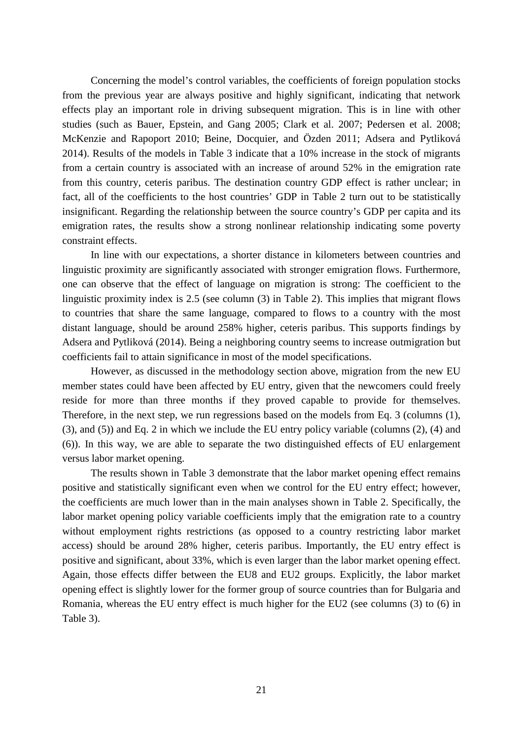Concerning the model's control variables, the coefficients of foreign population stocks from the previous year are always positive and highly significant, indicating that network effects play an important role in driving subsequent migration. This is in line with other studies (such as Bauer, Epstein, and Gang 2005; Clark et al. 2007; Pedersen et al. 2008; McKenzie and Rapoport 2010; Beine, Docquier, and Özden 2011; Adsera and Pytliková 2014). Results of the models in Table 3 indicate that a 10% increase in the stock of migrants from a certain country is associated with an increase of around 52% in the emigration rate from this country, ceteris paribus. The destination country GDP effect is rather unclear; in fact, all of the coefficients to the host countries' GDP in Table 2 turn out to be statistically insignificant. Regarding the relationship between the source country's GDP per capita and its emigration rates, the results show a strong nonlinear relationship indicating some poverty constraint effects.

In line with our expectations, a shorter distance in kilometers between countries and linguistic proximity are significantly associated with stronger emigration flows. Furthermore, one can observe that the effect of language on migration is strong: The coefficient to the linguistic proximity index is 2.5 (see column (3) in Table 2). This implies that migrant flows to countries that share the same language, compared to flows to a country with the most distant language, should be around 258% higher, ceteris paribus. This supports findings by Adsera and Pytliková (2014). Being a neighboring country seems to increase outmigration but coefficients fail to attain significance in most of the model specifications.

However, as discussed in the methodology section above, migration from the new EU member states could have been affected by EU entry, given that the newcomers could freely reside for more than three months if they proved capable to provide for themselves. Therefore, in the next step, we run regressions based on the models from Eq. 3 (columns (1), (3), and (5)) and Eq. 2 in which we include the EU entry policy variable (columns (2), (4) and (6)). In this way, we are able to separate the two distinguished effects of EU enlargement versus labor market opening.

The results shown in Table 3 demonstrate that the labor market opening effect remains positive and statistically significant even when we control for the EU entry effect; however, the coefficients are much lower than in the main analyses shown in Table 2. Specifically, the labor market opening policy variable coefficients imply that the emigration rate to a country without employment rights restrictions (as opposed to a country restricting labor market access) should be around 28% higher, ceteris paribus. Importantly, the EU entry effect is positive and significant, about 33%, which is even larger than the labor market opening effect. Again, those effects differ between the EU8 and EU2 groups. Explicitly, the labor market opening effect is slightly lower for the former group of source countries than for Bulgaria and Romania, whereas the EU entry effect is much higher for the EU2 (see columns (3) to (6) in Table 3).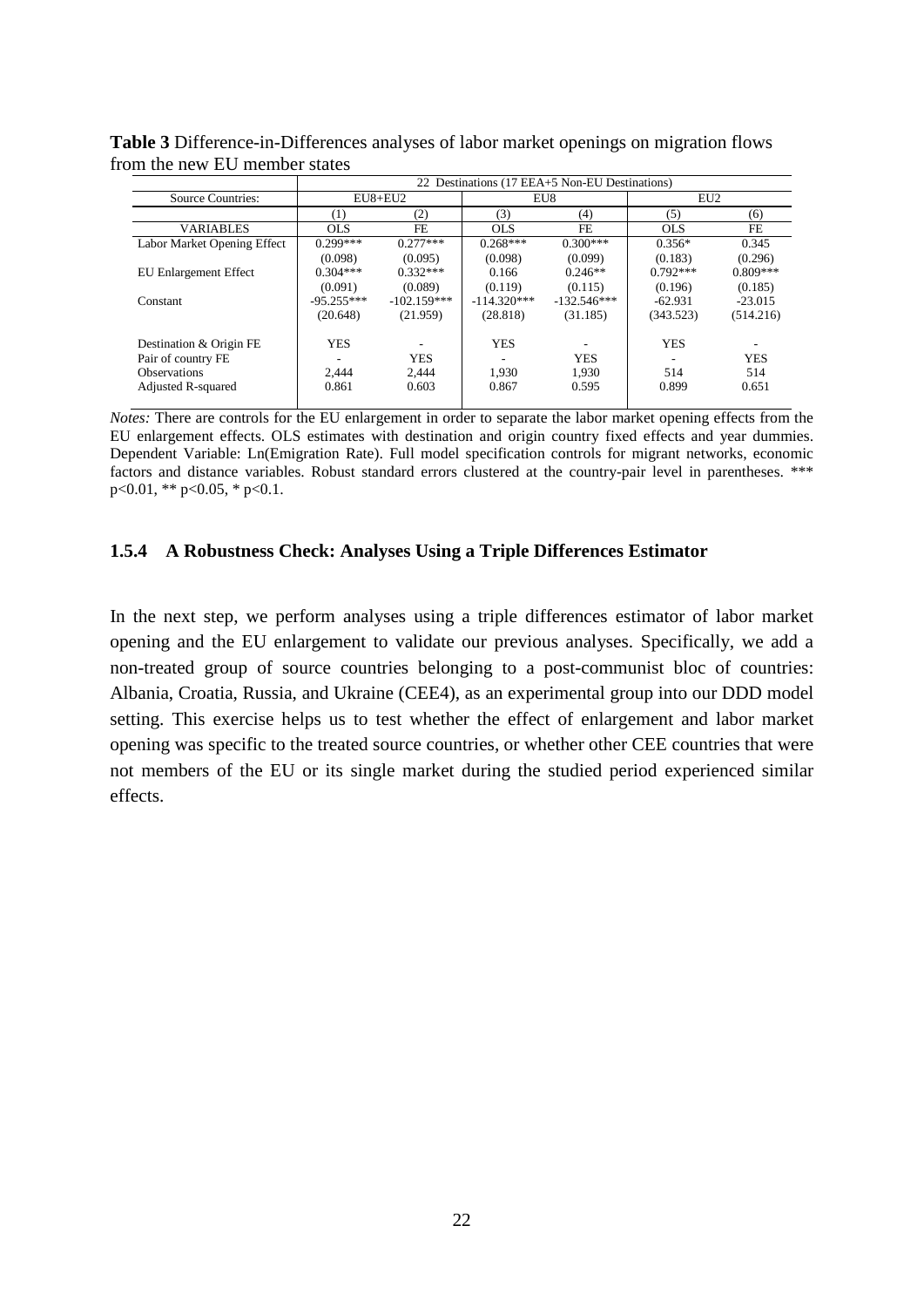**Table 3** Difference-in-Differences analyses of labor market openings on migration flows from the new EU member states

| | 22 Destinations (17 EEA+5 Non-EU Destinations) | | | | | |
|---|---|---|---|---|---|---|
| Source Countries: | EU8+EU2 | | EU8 | | EU2 | |
| | (1) | (2) | (3) | (4) | (5) | (6) |
| VARIABLES | OLS | FE | OLS | FE | OLS | FE |
| Labor Market Opening Effect | 0.299*** | 0.277*** | 0.268*** | 0.300*** | 0.356* | 0.345 |
| | (0.098) | (0.095) | (0.098) | (0.099) | (0.183) | (0.296) |
| EU Enlargement Effect | 0.304*** | 0.332*** | 0.166 | 0.246** | 0.792*** | 0.809*** |
| | (0.091) | (0.089) | (0.119) | (0.115) | (0.196) | (0.185) |
| Constant | -95.255*** | -102.159*** | -114.320*** | -132.546*** | -62.931 | -23.015 |
| | (20.648) | (21.959) | (28.818) | (31.185) | (343.523) | (514.216) |
| Destination & Origin FE | YES | - | YES | - | YES | - |
| Pair of country FE | - | YES | - | YES | - | YES |
| Observations | 2,444 | 2,444 | 1,930 | 1,930 | 514 | 514 |
| Adjusted R-squared | 0.861 | 0.603 | 0.867 | 0.595 | 0.899 | 0.651 |

*Notes:* There are controls for the EU enlargement in order to separate the labor market opening effects from the EU enlargement effects. OLS estimates with destination and origin country fixed effects and year dummies. Dependent Variable: Ln(Emigration Rate). Full model specification controls for migrant networks, economic factors and distance variables. Robust standard errors clustered at the country-pair level in parentheses. *** $p<0.01$, ** $p<0.05$, * $p<0.1$.

### 1.5.4 A Robustness Check: Analyses Using a Triple Differences Estimator

In the next step, we perform analyses using a triple differences estimator of labor market opening and the EU enlargement to validate our previous analyses. Specifically, we add a non-treated group of source countries belonging to a post-communist bloc of countries: Albania, Croatia, Russia, and Ukraine (CEE4), as an experimental group into our DDD model setting. This exercise helps us to test whether the effect of enlargement and labor market opening was specific to the treated source countries, or whether other CEE countries that were not members of the EU or its single market during the studied period experienced similar effects.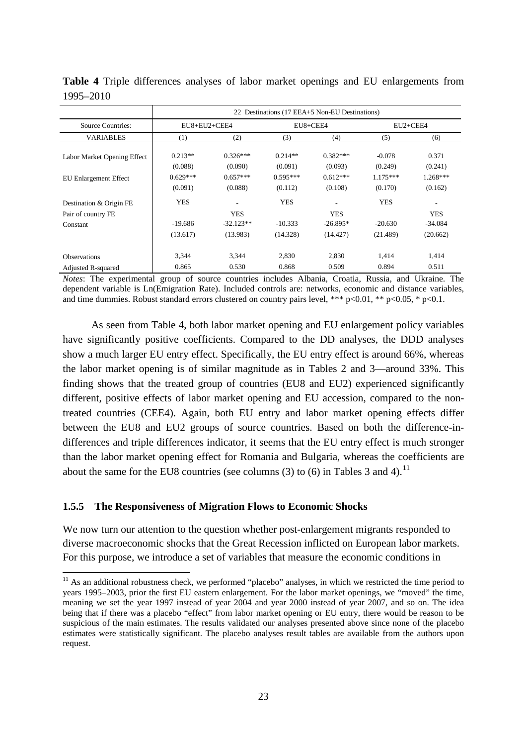**Table 4** Triple differences analyses of labor market openings and EU enlargements from 1995–2010

| | 22 Destinations (17 EEA+5 Non-EU Destinations) | | | | | |
|---|---|---|---|---|---|---|
| Source Countries: | EU8+EU2+CEE4 | | EU8+CEE4 | | EU2+CEE4 | |
| VARIABLES | (1) | (2) | (3) | (4) | (5) | (6) |
| Labor Market Opening Effect | 0.213** | 0.326*** | 0.214** | 0.382*** | -0.078 | 0.371 |
| | (0.088) | (0.090) | (0.091) | (0.093) | (0.249) | (0.241) |
| EU Enlargement Effect | 0.629*** | 0.657*** | 0.595*** | 0.612*** | 1.175*** | 1.268*** |
| | (0.091) | (0.088) | (0.112) | (0.108) | (0.170) | (0.162) |
| Destination & Origin FE | YES | - | YES | - | YES | - |
| Pair of country FE | | YES | | YES | | YES |
| Constant | -19.686 | -32.123** | -10.333 | -26.895* | -20.630 | -34.084 |
| | (13.617) | (13.983) | (14.328) | (14.427) | (21.489) | (20.662) |
| Observations | 3,344 | 3,344 | 2,830 | 2,830 | 1,414 | 1,414 |
| Adjusted R-squared | 0.865 | 0.530 | 0.868 | 0.509 | 0.894 | 0.511 |

*Notes*: The experimental group of source countries includes Albania, Croatia, Russia, and Ukraine. The dependent variable is Ln(Emigration Rate). Included controls are: networks, economic and distance variables, and time dummies. Robust standard errors clustered on country pairs level, *** p<0.01, ** p<0.05, * p<0.1.

As seen from Table 4, both labor market opening and EU enlargement policy variables have significantly positive coefficients. Compared to the DD analyses, the DDD analyses show a much larger EU entry effect. Specifically, the EU entry effect is around 66%, whereas the labor market opening is of similar magnitude as in Tables 2 and 3—around 33%. This finding shows that the treated group of countries (EU8 and EU2) experienced significantly different, positive effects of labor market opening and EU accession, compared to the non-treated countries (CEE4). Again, both EU entry and labor market opening effects differ between the EU8 and EU2 groups of source countries. Based on both the difference-in-differences and triple differences indicator, it seems that the EU entry effect is much stronger than the labor market opening effect for Romania and Bulgaria, whereas the coefficients are about the same for the EU8 countries (see columns (3) to (6) in Tables 3 and 4).[11]

### 1.5.5 The Responsiveness of Migration Flows to Economic Shocks

We now turn our attention to the question whether post-enlargement migrants responded to diverse macroeconomic shocks that the Great Recession inflicted on European labor markets. For this purpose, we introduce a set of variables that measure the economic conditions in

[11] As an additional robustness check, we performed "placebo" analyses, in which we restricted the time period to years 1995–2003, prior the first EU eastern enlargement. For the labor market openings, we "moved" the time, meaning we set the year 1997 instead of year 2004 and year 2000 instead of year 2007, and so on. The idea being that if there was a placebo "effect" from labor market opening or EU entry, there would be reason to be suspicious of the main estimates. The results validated our analyses presented above since none of the placebo estimates were statistically significant. The placebo analyses result tables are available from the authors upon request.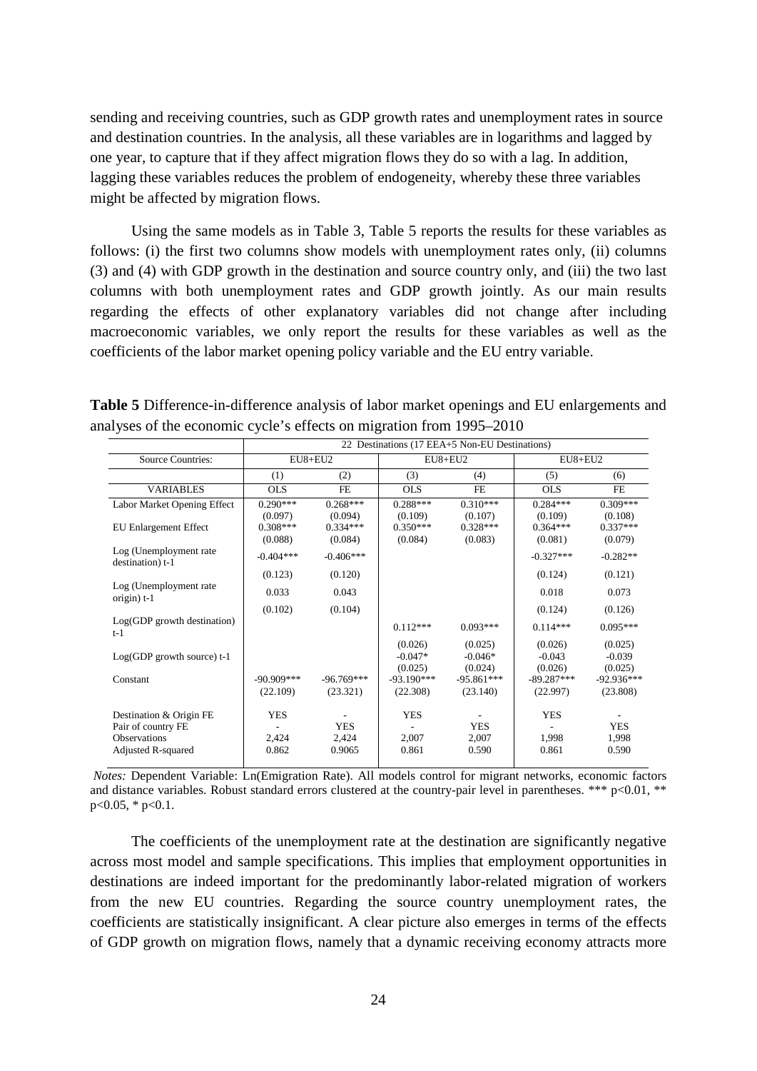sending and receiving countries, such as GDP growth rates and unemployment rates in source and destination countries. In the analysis, all these variables are in logarithms and lagged by one year, to capture that if they affect migration flows they do so with a lag. In addition, lagging these variables reduces the problem of endogeneity, whereby these three variables might be affected by migration flows.

Using the same models as in Table 3, Table 5 reports the results for these variables as follows: (i) the first two columns show models with unemployment rates only, (ii) columns (3) and (4) with GDP growth in the destination and source country only, and (iii) the two last columns with both unemployment rates and GDP growth jointly. As our main results regarding the effects of other explanatory variables did not change after including macroeconomic variables, we only report the results for these variables as well as the coefficients of the labor market opening policy variable and the EU entry variable.

**Table 5** Difference-in-difference analysis of labor market openings and EU enlargements and analyses of the economic cycle's effects on migration from 1995–2010

| | 22 Destinations (17 EEA+5 Non-EU Destinations) | | | | | |
|---|---|---|---|---|---|---|
| Source Countries: | EU8+EU2 | | EU8+EU2 | | EU8+EU2 | |
| | (1) | (2) | (3) | (4) | (5) | (6) |
| VARIABLES | OLS | FE | OLS | FE | OLS | FE |
| Labor Market Opening Effect | 0.290*** | 0.268*** | 0.288*** | 0.310*** | 0.284*** | 0.309*** |
| | (0.097) | (0.094) | (0.109) | (0.107) | (0.109) | (0.108) |
| EU Enlargement Effect | 0.308*** | 0.334*** | 0.350*** | 0.328*** | 0.364*** | 0.337*** |
| | (0.088) | (0.084) | (0.084) | (0.083) | (0.081) | (0.079) |
| Log (Unemployment rate destination) t-1 | -0.404*** | -0.406*** | | | -0.327*** | -0.282** |
| | (0.123) | (0.120) | | | (0.124) | (0.121) |
| Log (Unemployment rate origin) t-1 | 0.033 | 0.043 | | | 0.018 | 0.073 |
| | (0.102) | (0.104) | | | (0.124) | (0.126) |
| Log(GDP growth destination) t-1 | | | 0.112*** | 0.093*** | 0.114*** | 0.095*** |
| | | | (0.026) | (0.025) | (0.026) | (0.025) |
| Log(GDP growth source) t-1 | | | -0.047* | -0.046* | -0.043 | -0.039 |
| | | | (0.025) | (0.024) | (0.026) | (0.025) |
| Constant | -90.909*** | -96.769*** | -93.190*** | -95.861*** | -89.287*** | -92.936*** |
| | (22.109) | (23.321) | (22.308) | (23.140) | (22.997) | (23.808) |
| Destination & Origin FE | YES | - | YES | - | YES | - |
| Pair of country FE | - | YES | - | YES | - | YES |
| Observations | 2,424 | 2,424 | 2,007 | 2,007 | 1,998 | 1,998 |
| Adjusted R-squared | 0.862 | 0.9065 | 0.861 | 0.590 | 0.861 | 0.590 |

*Notes:* Dependent Variable: Ln(Emigration Rate). All models control for migrant networks, economic factors and distance variables. Robust standard errors clustered at the country-pair level in parentheses. *** $p<0.01$, ** $p<0.05$, * $p<0.1$.

The coefficients of the unemployment rate at the destination are significantly negative across most model and sample specifications. This implies that employment opportunities in destinations are indeed important for the predominantly labor-related migration of workers from the new EU countries. Regarding the source country unemployment rates, the coefficients are statistically insignificant. A clear picture also emerges in terms of the effects of GDP growth on migration flows, namely that a dynamic receiving economy attracts more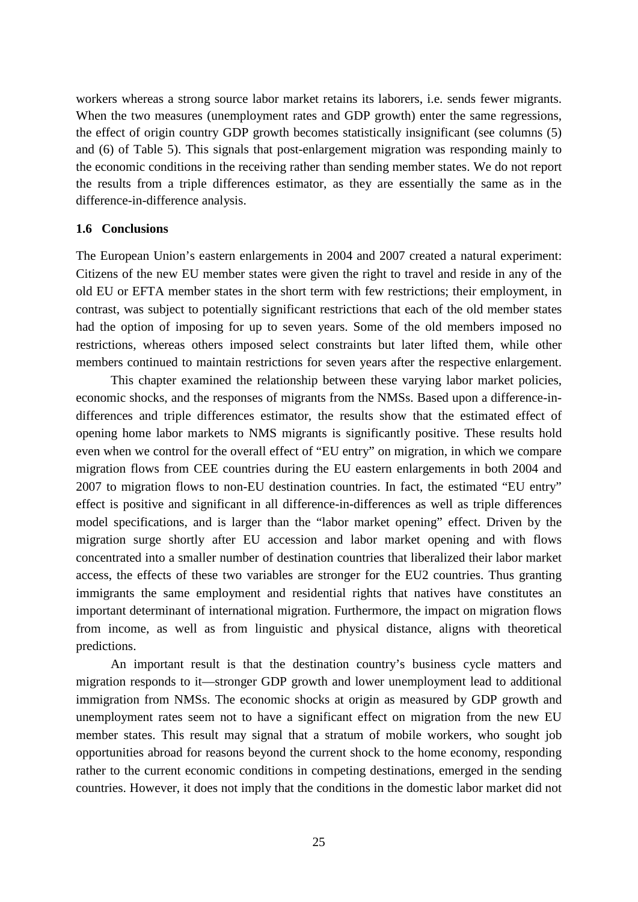workers whereas a strong source labor market retains its laborers, i.e. sends fewer migrants. When the two measures (unemployment rates and GDP growth) enter the same regressions, the effect of origin country GDP growth becomes statistically insignificant (see columns (5) and (6) of Table 5). This signals that post-enlargement migration was responding mainly to the economic conditions in the receiving rather than sending member states. We do not report the results from a triple differences estimator, as they are essentially the same as in the difference-in-difference analysis.

### 1.6 Conclusions

The European Union's eastern enlargements in 2004 and 2007 created a natural experiment: Citizens of the new EU member states were given the right to travel and reside in any of the old EU or EFTA member states in the short term with few restrictions; their employment, in contrast, was subject to potentially significant restrictions that each of the old member states had the option of imposing for up to seven years. Some of the old members imposed no restrictions, whereas others imposed select constraints but later lifted them, while other members continued to maintain restrictions for seven years after the respective enlargement.

This chapter examined the relationship between these varying labor market policies, economic shocks, and the responses of migrants from the NMSs. Based upon a difference-in-differences and triple differences estimator, the results show that the estimated effect of opening home labor markets to NMS migrants is significantly positive. These results hold even when we control for the overall effect of "EU entry" on migration, in which we compare migration flows from CEE countries during the EU eastern enlargements in both 2004 and 2007 to migration flows to non-EU destination countries. In fact, the estimated "EU entry" effect is positive and significant in all difference-in-differences as well as triple differences model specifications, and is larger than the "labor market opening" effect. Driven by the migration surge shortly after EU accession and labor market opening and with flows concentrated into a smaller number of destination countries that liberalized their labor market access, the effects of these two variables are stronger for the EU2 countries. Thus granting immigrants the same employment and residential rights that natives have constitutes an important determinant of international migration. Furthermore, the impact on migration flows from income, as well as from linguistic and physical distance, aligns with theoretical predictions.

An important result is that the destination country's business cycle matters and migration responds to it—stronger GDP growth and lower unemployment lead to additional immigration from NMSs. The economic shocks at origin as measured by GDP growth and unemployment rates seem not to have a significant effect on migration from the new EU member states. This result may signal that a stratum of mobile workers, who sought job opportunities abroad for reasons beyond the current shock to the home economy, responding rather to the current economic conditions in competing destinations, emerged in the sending countries. However, it does not imply that the conditions in the domestic labor market did not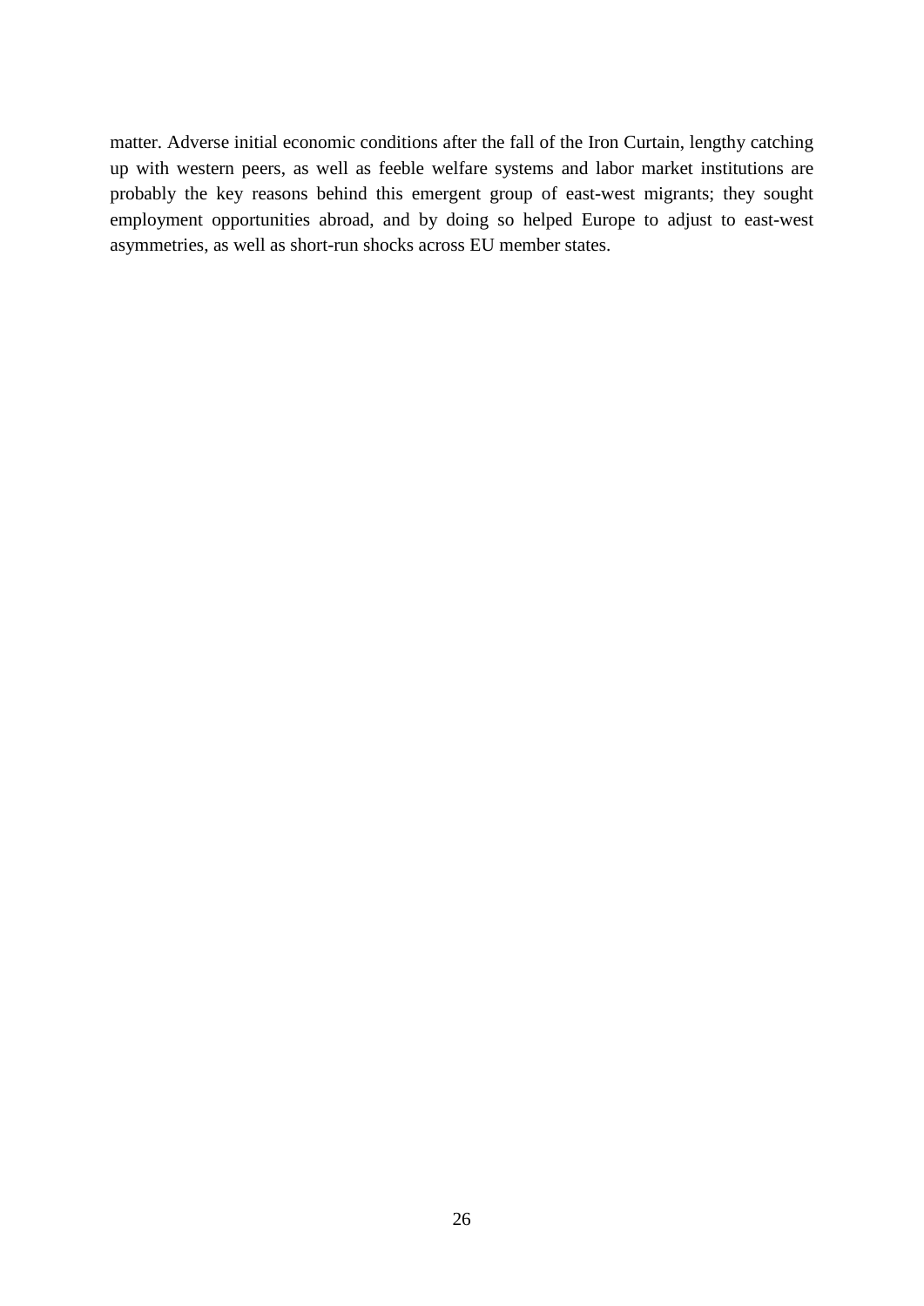matter. Adverse initial economic conditions after the fall of the Iron Curtain, lengthy catching up with western peers, as well as feeble welfare systems and labor market institutions are probably the key reasons behind this emergent group of east-west migrants; they sought employment opportunities abroad, and by doing so helped Europe to adjust to east-west asymmetries, as well as short-run shocks across EU member states.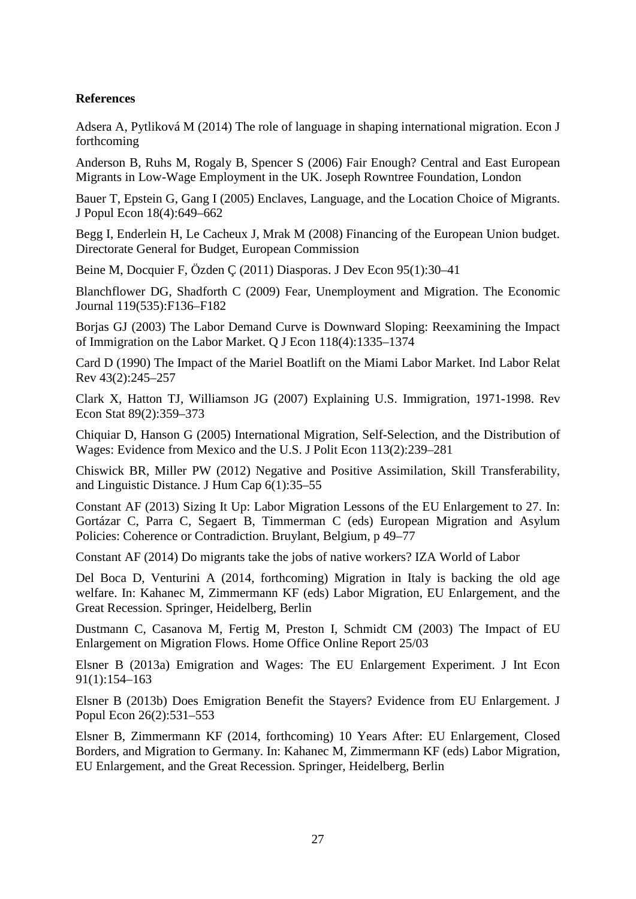**References**

Adsera A, Pytliková M (2014) The role of language in shaping international migration. Econ J forthcoming

Anderson B, Ruhs M, Rogaly B, Spencer S (2006) Fair Enough? Central and East European Migrants in Low-Wage Employment in the UK. Joseph Rowntree Foundation, London

Bauer T, Epstein G, Gang I (2005) Enclaves, Language, and the Location Choice of Migrants. J Popul Econ 18(4):649–662

Begg I, Enderlein H, Le Cacheux J, Mrak M (2008) Financing of the European Union budget. Directorate General for Budget, European Commission

Beine M, Docquier F, Özden Ç (2011) Diasporas. J Dev Econ 95(1):30–41

Blanchflower DG, Shadforth C (2009) Fear, Unemployment and Migration. The Economic Journal 119(535):F136–F182

Borjas GJ (2003) The Labor Demand Curve is Downward Sloping: Reexamining the Impact of Immigration on the Labor Market. Q J Econ 118(4):1335–1374

Card D (1990) The Impact of the Mariel Boatlift on the Miami Labor Market. Ind Labor Relat Rev 43(2):245–257

Clark X, Hatton TJ, Williamson JG (2007) Explaining U.S. Immigration, 1971-1998. Rev Econ Stat 89(2):359–373

Chiquiar D, Hanson G (2005) International Migration, Self-Selection, and the Distribution of Wages: Evidence from Mexico and the U.S. J Polit Econ 113(2):239–281

Chiswick BR, Miller PW (2012) Negative and Positive Assimilation, Skill Transferability, and Linguistic Distance. J Hum Cap 6(1):35–55

Constant AF (2013) Sizing It Up: Labor Migration Lessons of the EU Enlargement to 27. In: Gortázar C, Parra C, Segaert B, Timmerman C (eds) European Migration and Asylum Policies: Coherence or Contradiction. Bruylant, Belgium, p 49–77

Constant AF (2014) Do migrants take the jobs of native workers? IZA World of Labor

Del Boca D, Venturini A (2014, forthcoming) Migration in Italy is backing the old age welfare. In: Kahanec M, Zimmermann KF (eds) Labor Migration, EU Enlargement, and the Great Recession. Springer, Heidelberg, Berlin

Dustmann C, Casanova M, Fertig M, Preston I, Schmidt CM (2003) The Impact of EU Enlargement on Migration Flows. Home Office Online Report 25/03

Elsner B (2013a) Emigration and Wages: The EU Enlargement Experiment. J Int Econ 91(1):154–163

Elsner B (2013b) Does Emigration Benefit the Stayers? Evidence from EU Enlargement. J Popul Econ 26(2):531–553

Elsner B, Zimmermann KF (2014, forthcoming) 10 Years After: EU Enlargement, Closed Borders, and Migration to Germany. In: Kahanec M, Zimmermann KF (eds) Labor Migration, EU Enlargement, and the Great Recession. Springer, Heidelberg, Berlin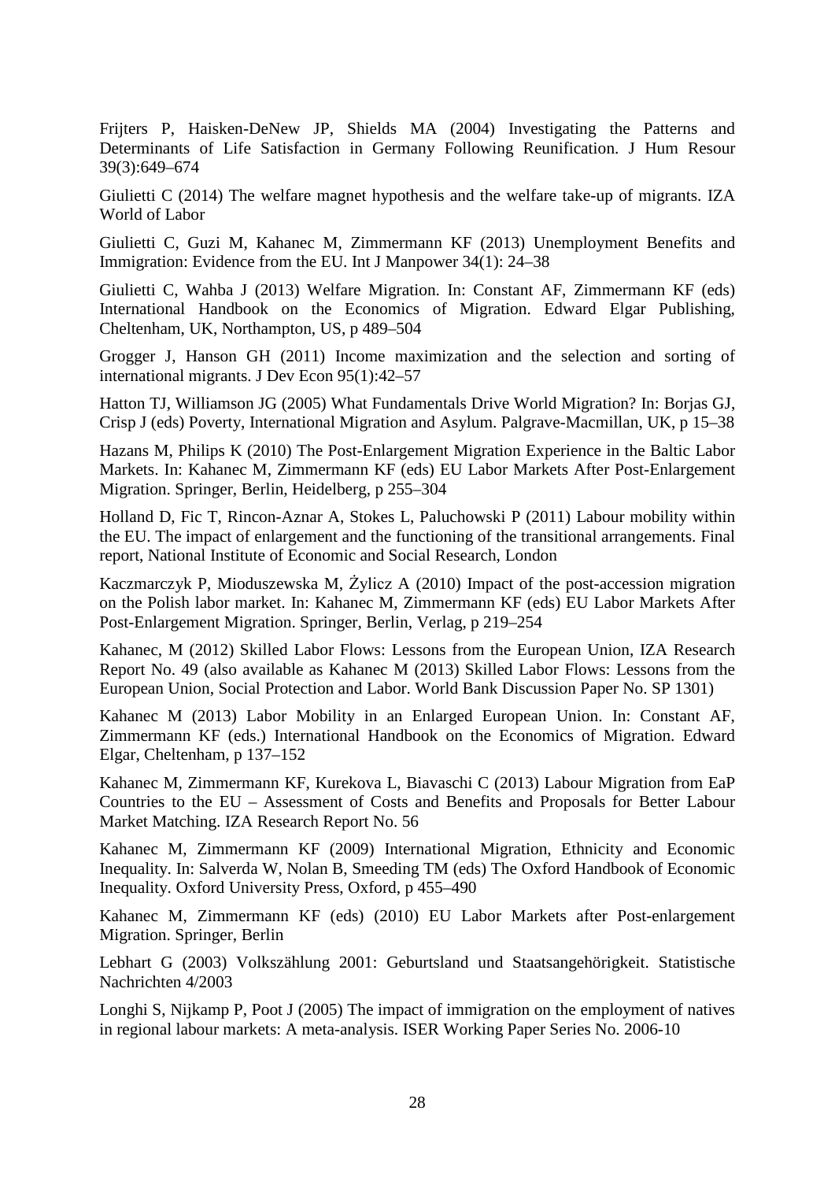Frijters P, Haisken-DeNew JP, Shields MA (2004) Investigating the Patterns and Determinants of Life Satisfaction in Germany Following Reunification. J Hum Resour 39(3):649–674

Giulietti C (2014) The welfare magnet hypothesis and the welfare take-up of migrants. IZA World of Labor

Giulietti C, Guzi M, Kahanec M, Zimmermann KF (2013) Unemployment Benefits and Immigration: Evidence from the EU. Int J Manpower 34(1): 24–38

Giulietti C, Wahba J (2013) Welfare Migration. In: Constant AF, Zimmermann KF (eds) International Handbook on the Economics of Migration. Edward Elgar Publishing, Cheltenham, UK, Northampton, US, p 489–504

Grogger J, Hanson GH (2011) Income maximization and the selection and sorting of international migrants. J Dev Econ 95(1):42–57

Hatton TJ, Williamson JG (2005) What Fundamentals Drive World Migration? In: Borjas GJ, Crisp J (eds) Poverty, International Migration and Asylum. Palgrave-Macmillan, UK, p 15–38

Hazans M, Philips K (2010) The Post-Enlargement Migration Experience in the Baltic Labor Markets. In: Kahanec M, Zimmermann KF (eds) EU Labor Markets After Post-Enlargement Migration. Springer, Berlin, Heidelberg, p 255–304

Holland D, Fic T, Rincon-Aznar A, Stokes L, Paluchowski P (2011) Labour mobility within the EU. The impact of enlargement and the functioning of the transitional arrangements. Final report, National Institute of Economic and Social Research, London

Kaczmarczyk P, Mioduszewska M, Żylicz A (2010) Impact of the post-accession migration on the Polish labor market. In: Kahanec M, Zimmermann KF (eds) EU Labor Markets After Post-Enlargement Migration. Springer, Berlin, Verlag, p 219–254

Kahanec, M (2012) Skilled Labor Flows: Lessons from the European Union, IZA Research Report No. 49 (also available as Kahanec M (2013) Skilled Labor Flows: Lessons from the European Union, Social Protection and Labor. World Bank Discussion Paper No. SP 1301)

Kahanec M (2013) Labor Mobility in an Enlarged European Union. In: Constant AF, Zimmermann KF (eds.) International Handbook on the Economics of Migration. Edward Elgar, Cheltenham, p 137–152

Kahanec M, Zimmermann KF, Kurekova L, Biavaschi C (2013) Labour Migration from EaP Countries to the EU – Assessment of Costs and Benefits and Proposals for Better Labour Market Matching. IZA Research Report No. 56

Kahanec M, Zimmermann KF (2009) International Migration, Ethnicity and Economic Inequality. In: Salverda W, Nolan B, Smeeding TM (eds) The Oxford Handbook of Economic Inequality. Oxford University Press, Oxford, p 455–490

Kahanec M, Zimmermann KF (eds) (2010) EU Labor Markets after Post-enlargement Migration. Springer, Berlin

Lebhart G (2003) Volkszählung 2001: Geburtsland und Staatsangehörigkeit. Statistische Nachrichten 4/2003

Longhi S, Nijkamp P, Poot J (2005) The impact of immigration on the employment of natives in regional labour markets: A meta-analysis. ISER Working Paper Series No. 2006-10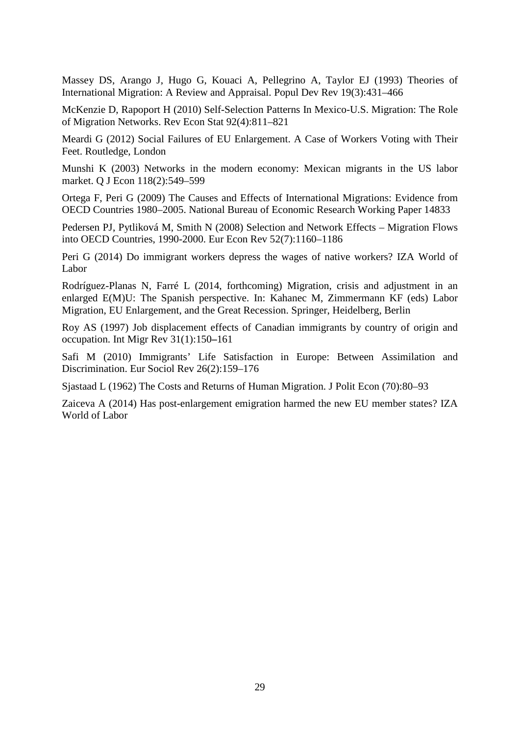Massey DS, Arango J, Hugo G, Kouaci A, Pellegrino A, Taylor EJ (1993) Theories of International Migration: A Review and Appraisal. Popul Dev Rev 19(3):431–466

McKenzie D, Rapoport H (2010) Self-Selection Patterns In Mexico-U.S. Migration: The Role of Migration Networks. Rev Econ Stat 92(4):811–821

Meardi G (2012) Social Failures of EU Enlargement. A Case of Workers Voting with Their Feet. Routledge, London

Munshi K (2003) Networks in the modern economy: Mexican migrants in the US labor market. Q J Econ 118(2):549–599

Ortega F, Peri G (2009) The Causes and Effects of International Migrations: Evidence from OECD Countries 1980–2005. National Bureau of Economic Research Working Paper 14833

Pedersen PJ, Pytliková M, Smith N (2008) Selection and Network Effects – Migration Flows into OECD Countries, 1990-2000. Eur Econ Rev 52(7):1160–1186

Peri G (2014) Do immigrant workers depress the wages of native workers? IZA World of Labor

Rodríguez-Planas N, Farré L (2014, forthcoming) Migration, crisis and adjustment in an enlarged E(M)U: The Spanish perspective. In: Kahanec M, Zimmermann KF (eds) Labor Migration, EU Enlargement, and the Great Recession. Springer, Heidelberg, Berlin

Roy AS (1997) Job displacement effects of Canadian immigrants by country of origin and occupation. Int Migr Rev 31(1):150–161

Safi M (2010) Immigrants' Life Satisfaction in Europe: Between Assimilation and Discrimination. Eur Sociol Rev 26(2):159–176

Sjastaad L (1962) The Costs and Returns of Human Migration. J Polit Econ (70):80–93

Zaiceva A (2014) Has post-enlargement emigration harmed the new EU member states? IZA World of Labor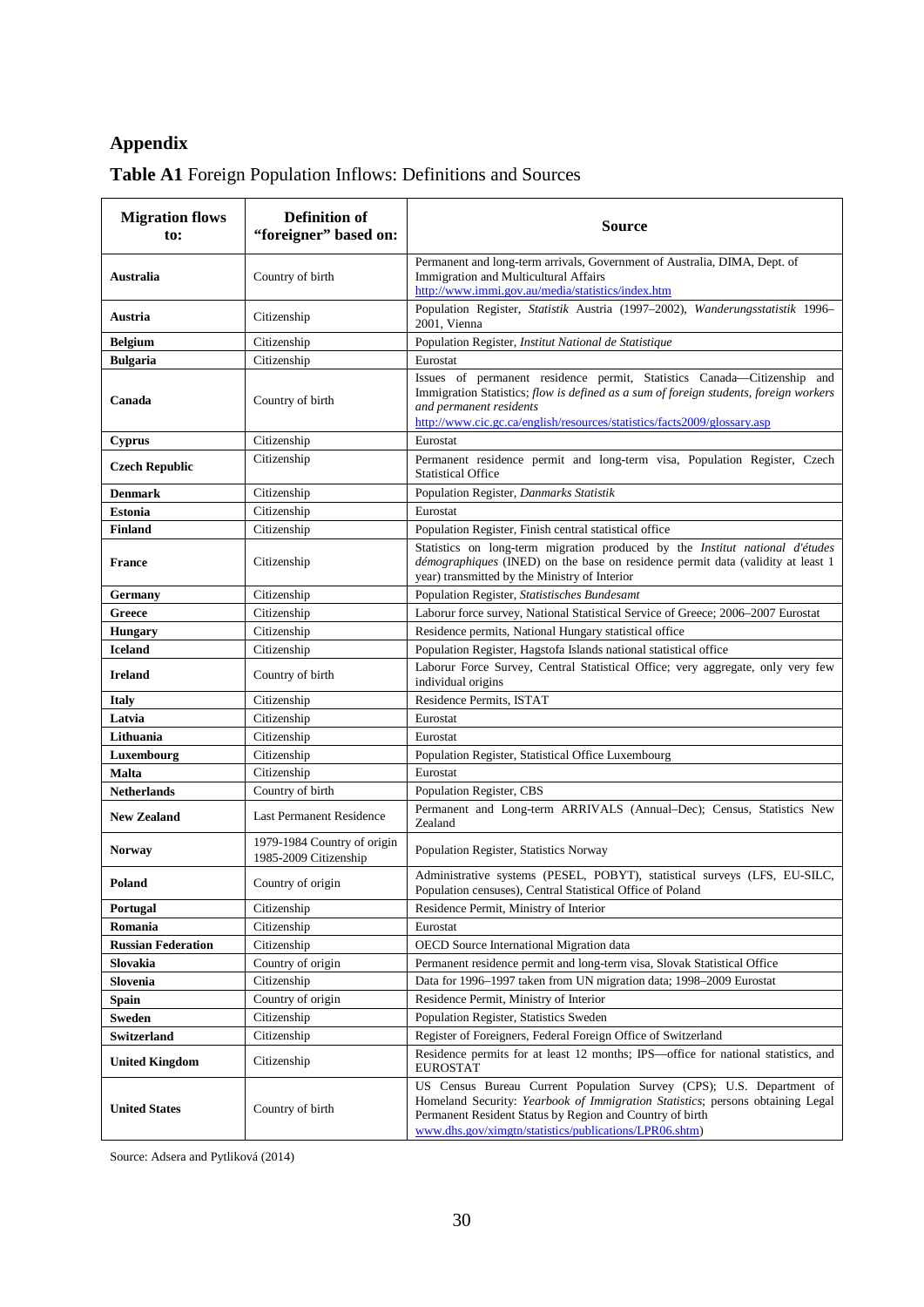## Appendix

**Table A1** Foreign Population Inflows: Definitions and Sources

| Migration flows to: | Definition of "foreigner" based on: | Source |
|---|---|---|
| **Australia** | Country of birth | Permanent and long-term arrivals, Government of Australia, DIMA, Dept. of Immigration and Multicultural Affairs http://www.immi.gov.au/media/statistics/index.htm |
| **Austria** | Citizenship | Population Register, *Statistik* Austria (1997–2002), *Wanderungsstatistik* 1996–2001, Vienna |
| **Belgium** | Citizenship | Population Register, *Institut National de Statistique* |
| **Bulgaria** | Citizenship | Eurostat |
| **Canada** | Country of birth | Issues of permanent residence permit, Statistics Canada—Citizenship and Immigration Statistics; *flow is defined as a sum of foreign students, foreign workers and permanent residents* http://www.cic.gc.ca/english/resources/statistics/facts2009/glossary.asp |
| **Cyprus** | Citizenship | Eurostat |
| **Czech Republic** | Citizenship | Permanent residence permit and long-term visa, Population Register, Czech Statistical Office |
| **Denmark** | Citizenship | Population Register, *Danmarks Statistik* |
| **Estonia** | Citizenship | Eurostat |
| **Finland** | Citizenship | Population Register, Finish central statistical office |
| **France** | Citizenship | Statistics on long-term migration produced by the *Institut national d'études démographiques* (INED) on the base on residence permit data (validity at least 1 year) transmitted by the Ministry of Interior |
| **Germany** | Citizenship | Population Register, *Statistisches Bundesamt* |
| **Greece** | Citizenship | Laborur force survey, National Statistical Service of Greece; 2006–2007 Eurostat |
| **Hungary** | Citizenship | Residence permits, National Hungary statistical office |
| **Iceland** | Citizenship | Population Register, Hagstofa Islands national statistical office |
| **Ireland** | Country of birth | Laborur Force Survey, Central Statistical Office; very aggregate, only very few individual origins |
| **Italy** | Citizenship | Residence Permits, ISTAT |
| **Latvia** | Citizenship | Eurostat |
| **Lithuania** | Citizenship | Eurostat |
| **Luxembourg** | Citizenship | Population Register, Statistical Office Luxembourg |
| **Malta** | Citizenship | Eurostat |
| **Netherlands** | Country of birth | Population Register, CBS |
| **New Zealand** | Last Permanent Residence | Permanent and Long-term ARRIVALS (Annual–Dec); Census, Statistics New Zealand |
| **Norway** | 1979-1984 Country of origin 1985-2009 Citizenship | Population Register, Statistics Norway |
| **Poland** | Country of origin | Administrative systems (PESEL, POBYT), statistical surveys (LFS, EU-SILC, Population censuses), Central Statistical Office of Poland |
| **Portugal** | Citizenship | Residence Permit, Ministry of Interior |
| **Romania** | Citizenship | Eurostat |
| **Russian Federation** | Citizenship | OECD Source International Migration data |
| **Slovakia** | Country of origin | Permanent residence permit and long-term visa, Slovak Statistical Office |
| **Slovenia** | Citizenship | Data for 1996–1997 taken from UN migration data; 1998–2009 Eurostat |
| **Spain** | Country of origin | Residence Permit, Ministry of Interior |
| **Sweden** | Citizenship | Population Register, Statistics Sweden |
| **Switzerland** | Citizenship | Register of Foreigners, Federal Foreign Office of Switzerland |
| **United Kingdom** | Citizenship | Residence permits for at least 12 months; IPS—office for national statistics, and EUROSTAT |
| **United States** | Country of birth | US Census Bureau Current Population Survey (CPS); U.S. Department of Homeland Security: *Yearbook of Immigration Statistics*; persons obtaining Legal Permanent Resident Status by Region and Country of birth www.dhs.gov/ximgtn/statistics/publications/LPR06.shtm) |

Source: Adsera and Pytliková (2014)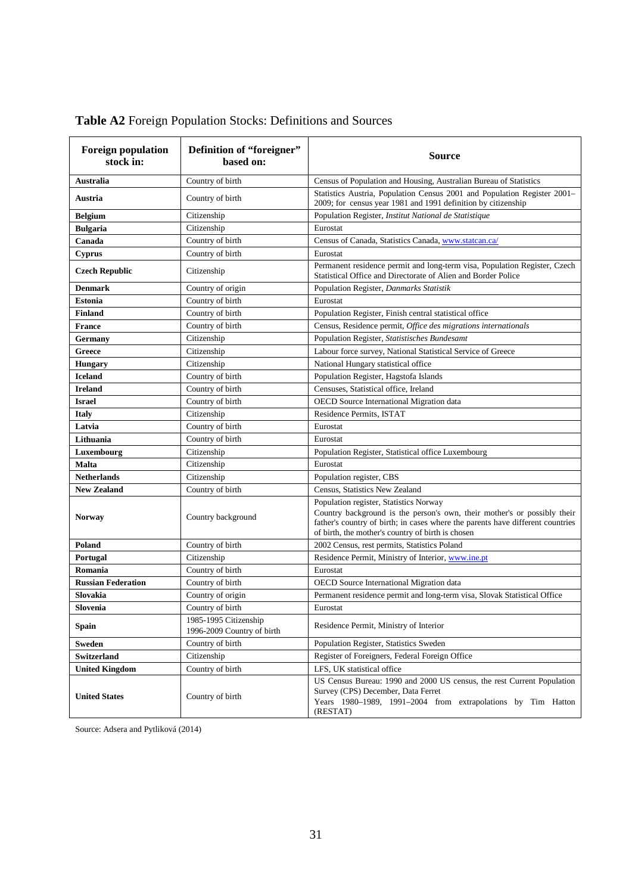**Table A2** Foreign Population Stocks: Definitions and Sources

| Foreign population stock in: | Definition of "foreigner" based on: | Source |
|---|---|---|
| **Australia** | Country of birth | Census of Population and Housing, Australian Bureau of Statistics |
| **Austria** | Country of birth | Statistics Austria, Population Census 2001 and Population Register 2001–2009; for census year 1981 and 1991 definition by citizenship |
| **Belgium** | Citizenship | Population Register, *Institut National de Statistique* |
| **Bulgaria** | Citizenship | Eurostat |
| **Canada** | Country of birth | Census of Canada, Statistics Canada, www.statcan.ca/ |
| **Cyprus** | Country of birth | Eurostat |
| **Czech Republic** | Citizenship | Permanent residence permit and long-term visa, Population Register, Czech Statistical Office and Directorate of Alien and Border Police |
| **Denmark** | Country of origin | Population Register, *Danmarks Statistik* |
| **Estonia** | Country of birth | Eurostat |
| **Finland** | Country of birth | Population Register, Finish central statistical office |
| **France** | Country of birth | Census, Residence permit, *Office des migrations internationals* |
| **Germany** | Citizenship | Population Register, *Statistisches Bundesamt* |
| **Greece** | Citizenship | Labour force survey, National Statistical Service of Greece |
| **Hungary** | Citizenship | National Hungary statistical office |
| **Iceland** | Country of birth | Population Register, Hagstofa Islands |
| **Ireland** | Country of birth | Censuses, Statistical office, Ireland |
| **Israel** | Country of birth | OECD Source International Migration data |
| **Italy** | Citizenship | Residence Permits, ISTAT |
| **Latvia** | Country of birth | Eurostat |
| **Lithuania** | Country of birth | Eurostat |
| **Luxembourg** | Citizenship | Population Register, Statistical office Luxembourg |
| **Malta** | Citizenship | Eurostat |
| **Netherlands** | Citizenship | Population register, CBS |
| **New Zealand** | Country of birth | Census, Statistics New Zealand |
| **Norway** | Country background | Population register, Statistics Norway<br>Country background is the person's own, their mother's or possibly their father's country of birth; in cases where the parents have different countries of birth, the mother's country of birth is chosen |
| **Poland** | Country of birth | 2002 Census, rest permits, Statistics Poland |
| **Portugal** | Citizenship | Residence Permit, Ministry of Interior, www.ine.pt |
| **Romania** | Country of birth | Eurostat |
| **Russian Federation** | Country of birth | OECD Source International Migration data |
| **Slovakia** | Country of origin | Permanent residence permit and long-term visa, Slovak Statistical Office |
| **Slovenia** | Country of birth | Eurostat |
| **Spain** | 1985-1995 Citizenship<br>1996-2009 Country of birth | Residence Permit, Ministry of Interior |
| **Sweden** | Country of birth | Population Register, Statistics Sweden |
| **Switzerland** | Citizenship | Register of Foreigners, Federal Foreign Office |
| **United Kingdom** | Country of birth | LFS, UK statistical office |
| **United States** | Country of birth | US Census Bureau: 1990 and 2000 US census, the rest Current Population Survey (CPS) December, Data Ferret<br>Years 1980–1989, 1991–2004 from extrapolations by Tim Hatton (RESTAT) |

Source: Adsera and Pytliková (2014)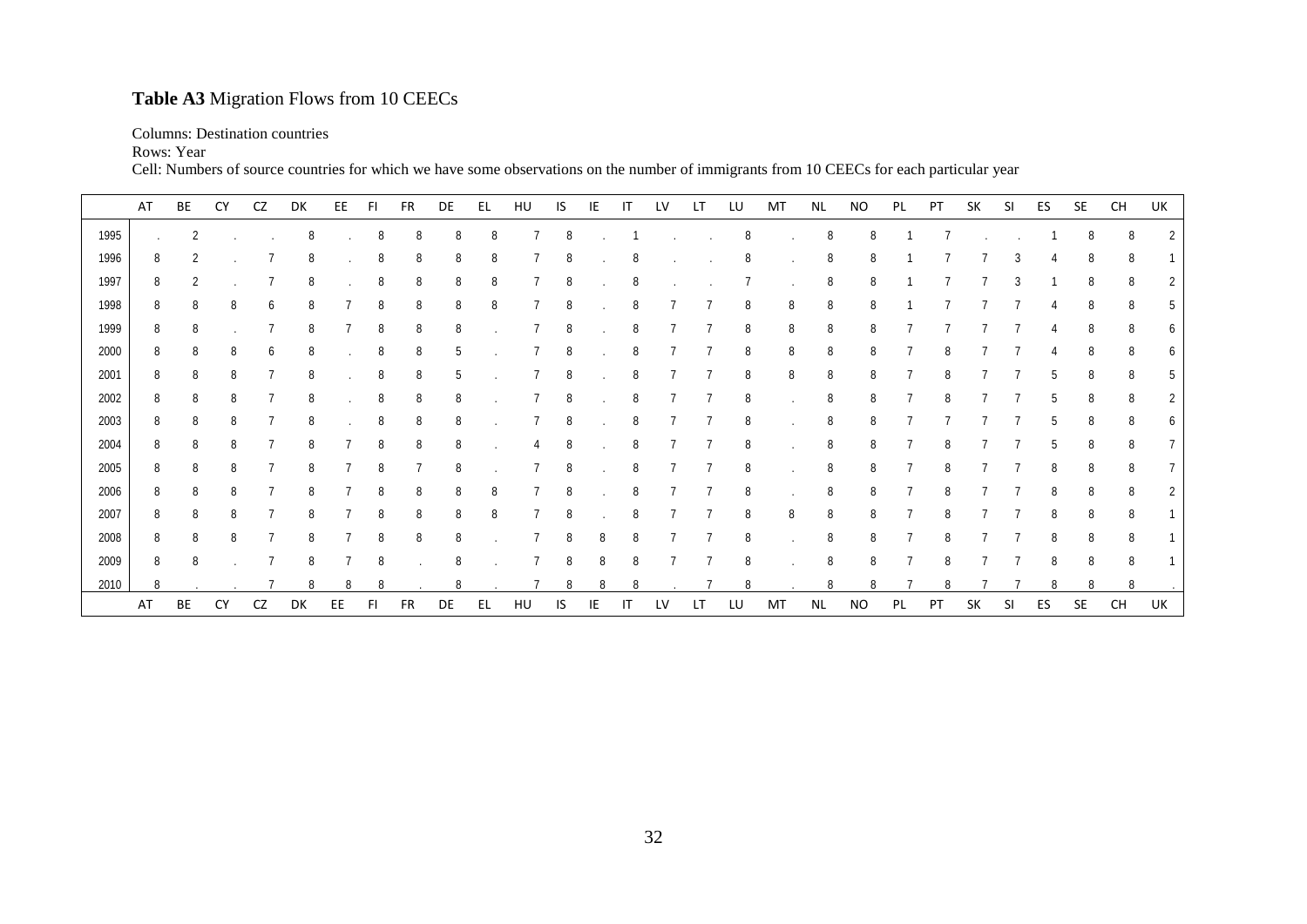# **Table A3** Migration Flows from 10 CEECs

Columns: Destination countries
Rows: Year
Cell: Numbers of source countries for which we have some observations on the number of immigrants from 10 CEECs for each particular year

| | AT | BE | CY | CZ | DK | EE | FI | FR | DE | EL | HU | IS | IE | IT | LV | LT | LU | MT | NL | NO | PL | PT | SK | SI | ES | SE | CH | UK |
|---|---|---|---|---|---|---|---|---|---|---|---|---|---|---|---|---|---|---|---|---|---|---|---|---|---|---|---|---|
| 1995 | . | 2 | . | . | 8 | . | 8 | 8 | 8 | 8 | 7 | 8 | . | 1 | . | . | 8 | . | 8 | 8 | 1 | 7 | . | . | 1 | 8 | 8 | 2 |
| 1996 | 8 | 2 | . | 7 | 8 | . | 8 | 8 | 8 | 8 | 7 | 8 | . | 8 | . | . | 8 | . | 8 | 8 | 1 | 7 | 7 | 3 | 4 | 8 | 8 | 1 |
| 1997 | 8 | 2 | . | 7 | 8 | . | 8 | 8 | 8 | 8 | 7 | 8 | . | 8 | . | . | 7 | . | 8 | 8 | 1 | 7 | 7 | 3 | 1 | 8 | 8 | 2 |
| 1998 | 8 | 8 | 8 | 6 | 8 | 7 | 8 | 8 | 8 | 8 | 7 | 8 | . | 8 | 7 | 7 | 8 | 8 | 8 | 8 | 1 | 7 | 7 | 7 | 4 | 8 | 8 | 5 |
| 1999 | 8 | 8 | . | 7 | 8 | 7 | 8 | 8 | 8 | . | 7 | 8 | . | 8 | 7 | 7 | 8 | 8 | 8 | 8 | 7 | 7 | 7 | 7 | 4 | 8 | 8 | 6 |
| 2000 | 8 | 8 | 8 | 6 | 8 | . | 8 | 8 | 5 | . | 7 | 8 | . | 8 | 7 | 7 | 8 | 8 | 8 | 8 | 7 | 8 | 7 | 7 | 4 | 8 | 8 | 6 |
| 2001 | 8 | 8 | 8 | 7 | 8 | . | 8 | 8 | 5 | . | 7 | 8 | . | 8 | 7 | 7 | 8 | 8 | 8 | 8 | 7 | 8 | 7 | 7 | 5 | 8 | 8 | 5 |
| 2002 | 8 | 8 | 8 | 7 | 8 | . | 8 | 8 | 8 | . | 7 | 8 | . | 8 | 7 | 7 | 8 | . | 8 | 8 | 7 | 8 | 7 | 7 | 5 | 8 | 8 | 2 |
| 2003 | 8 | 8 | 8 | 7 | 8 | . | 8 | 8 | 8 | . | 7 | 8 | . | 8 | 7 | 7 | 8 | . | 8 | 8 | 7 | 7 | 7 | 7 | 5 | 8 | 8 | 6 |
| 2004 | 8 | 8 | 8 | 7 | 8 | 7 | 8 | 8 | 8 | . | 4 | 8 | . | 8 | 7 | 7 | 8 | . | 8 | 8 | 7 | 8 | 7 | 7 | 5 | 8 | 8 | 7 |
| 2005 | 8 | 8 | 8 | 7 | 8 | 7 | 8 | 7 | 8 | . | 7 | 8 | . | 8 | 7 | 7 | 8 | . | 8 | 8 | 7 | 8 | 7 | 7 | 8 | 8 | 8 | 7 |
| 2006 | 8 | 8 | 8 | 7 | 8 | 7 | 8 | 8 | 8 | 8 | 7 | 8 | . | 8 | 7 | 7 | 8 | . | 8 | 8 | 7 | 8 | 7 | 7 | 8 | 8 | 8 | 2 |
| 2007 | 8 | 8 | 8 | 7 | 8 | 7 | 8 | 8 | 8 | 8 | 7 | 8 | . | 8 | 7 | 7 | 8 | 8 | 8 | 8 | 7 | 8 | 7 | 7 | 8 | 8 | 8 | 1 |
| 2008 | 8 | 8 | 8 | 7 | 8 | 7 | 8 | 8 | 8 | . | 7 | 8 | 8 | 8 | 7 | 7 | 8 | . | 8 | 8 | 7 | 8 | 7 | 7 | 8 | 8 | 8 | 1 |
| 2009 | 8 | 8 | . | 7 | 8 | 7 | 8 | . | 8 | . | 7 | 8 | 8 | 8 | 7 | 7 | 8 | . | 8 | 8 | 7 | 8 | 7 | 7 | 8 | 8 | 8 | 1 |
| 2010 | 8 | . | . | 7 | 8 | 8 | 8 | . | 8 | . | 7 | 8 | 8 | 8 | . | 7 | 8 | . | 8 | 8 | 7 | 8 | 7 | 7 | 8 | 8 | 8 | . |
| | AT | BE | CY | CZ | DK | EE | FI | FR | DE | EL | HU | IS | IE | IT | LV | LT | LU | MT | NL | NO | PL | PT | SK | SI | ES | SE | CH | UK |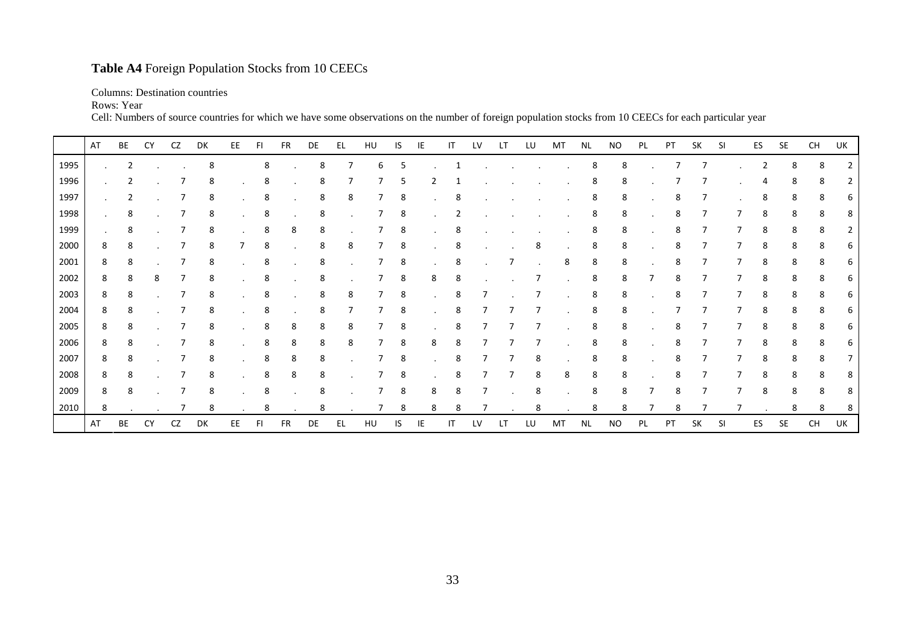**Table A4** Foreign Population Stocks from 10 CEECs

Columns: Destination countries
Rows: Year
Cell: Numbers of source countries for which we have some observations on the number of foreign population stocks from 10 CEECs for each particular year

| | AT | BE | CY | CZ | DK | EE | FI | FR | DE | EL | HU | IS | IE | IT | LV | LT | LU | MT | NL | NO | PL | PT | SK | SI | ES | SE | CH | UK |
|---|---|---|---|---|---|---|---|---|---|---|---|---|---|---|---|---|---|---|---|---|---|---|---|---|---|---|---|---|
| 1995 | . | 2 | . | . | 8 | | 8 | . | 8 | 7 | 6 | 5 | . | 1 | . | . | . | . | 8 | 8 | . | 7 | 7 | . | 2 | 8 | 8 | 2 |
| 1996 | . | 2 | . | 7 | 8 | . | 8 | . | 8 | 7 | 7 | 5 | 2 | 1 | . | . | . | . | 8 | 8 | . | 7 | 7 | . | 4 | 8 | 8 | 2 |
| 1997 | . | 2 | . | 7 | 8 | . | 8 | . | 8 | 8 | 7 | 8 | . | 8 | . | . | . | . | 8 | 8 | . | 8 | 7 | . | 8 | 8 | 8 | 6 |
| 1998 | . | 8 | . | 7 | 8 | . | 8 | . | 8 | . | 7 | 8 | . | 2 | . | . | . | . | 8 | 8 | . | 8 | 7 | 7 | 8 | 8 | 8 | 8 |
| 1999 | . | 8 | . | 7 | 8 | . | 8 | 8 | 8 | . | 7 | 8 | . | 8 | . | . | . | . | 8 | 8 | . | 8 | 7 | 7 | 8 | 8 | 8 | 2 |
| 2000 | 8 | 8 | . | 7 | 8 | 7 | 8 | . | 8 | 8 | 7 | 8 | . | 8 | . | . | 8 | . | 8 | 8 | . | 8 | 7 | 7 | 8 | 8 | 8 | 6 |
| 2001 | 8 | 8 | . | 7 | 8 | . | 8 | . | 8 | . | 7 | 8 | . | 8 | . | 7 | . | 8 | 8 | 8 | . | 8 | 7 | 7 | 8 | 8 | 8 | 6 |
| 2002 | 8 | 8 | 8 | 7 | 8 | . | 8 | . | 8 | . | 7 | 8 | 8 | 8 | . | . | 7 | . | 8 | 8 | 7 | 8 | 7 | 7 | 8 | 8 | 8 | 6 |
| 2003 | 8 | 8 | . | 7 | 8 | . | 8 | . | 8 | 8 | 7 | 8 | . | 8 | 7 | . | 7 | . | 8 | 8 | . | 8 | 7 | 7 | 8 | 8 | 8 | 6 |
| 2004 | 8 | 8 | . | 7 | 8 | . | 8 | . | 8 | 7 | 7 | 8 | . | 8 | 7 | 7 | 7 | . | 8 | 8 | . | 7 | 7 | 7 | 8 | 8 | 8 | 6 |
| 2005 | 8 | 8 | . | 7 | 8 | . | 8 | 8 | 8 | 8 | 7 | 8 | . | 8 | 7 | 7 | 7 | . | 8 | 8 | . | 8 | 7 | 7 | 8 | 8 | 8 | 6 |
| 2006 | 8 | 8 | . | 7 | 8 | . | 8 | 8 | 8 | 8 | 7 | 8 | 8 | 8 | 7 | 7 | 7 | . | 8 | 8 | . | 8 | 7 | 7 | 8 | 8 | 8 | 6 |
| 2007 | 8 | 8 | . | 7 | 8 | . | 8 | 8 | 8 | . | 7 | 8 | . | 8 | 7 | 7 | 8 | . | 8 | 8 | . | 8 | 7 | 7 | 8 | 8 | 8 | 7 |
| 2008 | 8 | 8 | . | 7 | 8 | . | 8 | 8 | 8 | . | 7 | 8 | . | 8 | 7 | 7 | 8 | 8 | 8 | 8 | . | 8 | 7 | 7 | 8 | 8 | 8 | 8 |
| 2009 | 8 | 8 | . | 7 | 8 | . | 8 | . | 8 | . | 7 | 8 | 8 | 8 | 7 | . | 8 | . | 8 | 8 | 7 | 8 | 7 | 7 | 8 | 8 | 8 | 8 |
| 2010 | 8 | . | . | 7 | 8 | . | 8 | . | 8 | . | 7 | 8 | 8 | 8 | 7 | . | 8 | . | 8 | 8 | 7 | 8 | 7 | 7 | . | 8 | 8 | 8 |
| | AT | BE | CY | CZ | DK | EE | FI | FR | DE | EL | HU | IS | IE | IT | LV | LT | LU | MT | NL | NO | PL | PT | SK | SI | ES | SE | CH | UK |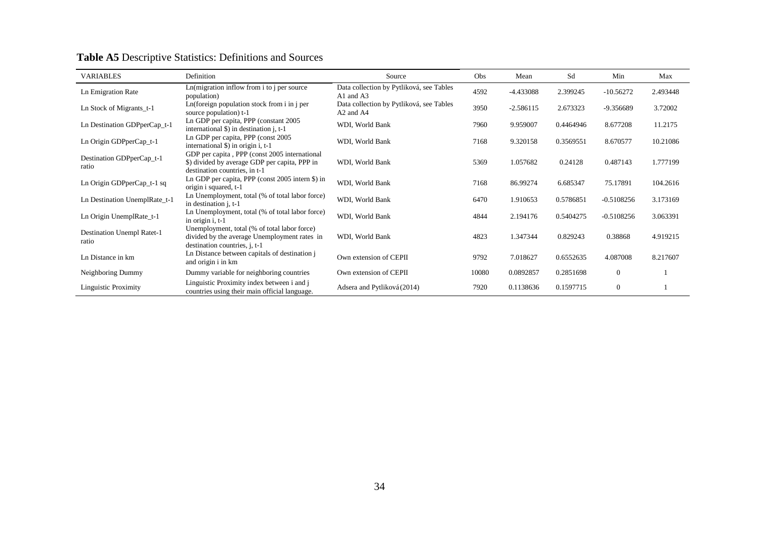**Table A5** Descriptive Statistics: Definitions and Sources

| VARIABLES | Definition | Source | Obs | Mean | Sd | Min | Max |
|---|---|---|---|---|---|---|---|
| Ln Emigration Rate | Ln(migration inflow from i to j per source population) | Data collection by Pytliková, see Tables A1 and A3 | 4592 | -4.433088 | 2.399245 | -10.56272 | 2.493448 |
| Ln Stock of Migrants_t-1 | Ln(foreign population stock from i in j per source population) t-1 | Data collection by Pytliková, see Tables A2 and A4 | 3950 | -2.586115 | 2.673323 | -9.356689 | 3.72002 |
| Ln Destination GDPperCap_t-1 | Ln GDP per capita, PPP (constant 2005 international $) in destination j, t-1 | WDI, World Bank | 7960 | 9.959007 | 0.4464946 | 8.677208 | 11.2175 |
| Ln Origin GDPperCap_t-1 | Ln GDP per capita, PPP (const 2005 international $) in origin i, t-1 | WDI, World Bank | 7168 | 9.320158 | 0.3569551 | 8.670577 | 10.21086 |
| Destination GDPperCap_t-1 ratio | GDP per capita , PPP (const 2005 international $) divided by average GDP per capita, PPP in destination countries, in t-1 | WDI, World Bank | 5369 | 1.057682 | 0.24128 | 0.487143 | 1.777199 |
| Ln Origin GDPperCap_t-1 sq | Ln GDP per capita, PPP (const 2005 intern $) in origin i squared, t-1 | WDI, World Bank | 7168 | 86.99274 | 6.685347 | 75.17891 | 104.2616 |
| Ln Destination UnemplRate_t-1 | Ln Unemployment, total (% of total labor force) in destination j, t-1 | WDI, World Bank | 6470 | 1.910653 | 0.5786851 | -0.5108256 | 3.173169 |
| Ln Origin UnemplRate_t-1 | Ln Unemployment, total (% of total labor force) in origin i, t-1 | WDI, World Bank | 4844 | 2.194176 | 0.5404275 | -0.5108256 | 3.063391 |
| Destination Unempl Ratet-1 ratio | Unemployment, total (% of total labor force) divided by the average Unemployment rates in destination countries, j, t-1 | WDI, World Bank | 4823 | 1.347344 | 0.829243 | 0.38868 | 4.919215 |
| Ln Distance in km | Ln Distance between capitals of destination j and origin i in km | Own extension of CEPII | 9792 | 7.018627 | 0.6552635 | 4.087008 | 8.217607 |
| Neighboring Dummy | Dummy variable for neighboring countries | Own extension of CEPII | 10080 | 0.0892857 | 0.2851698 | 0 | 1 |
| Linguistic Proximity | Linguistic Proximity index between i and j countries using their main official language. | Adsera and Pytliková (2014) | 7920 | 0.1138636 | 0.1597715 | 0 | 1 |